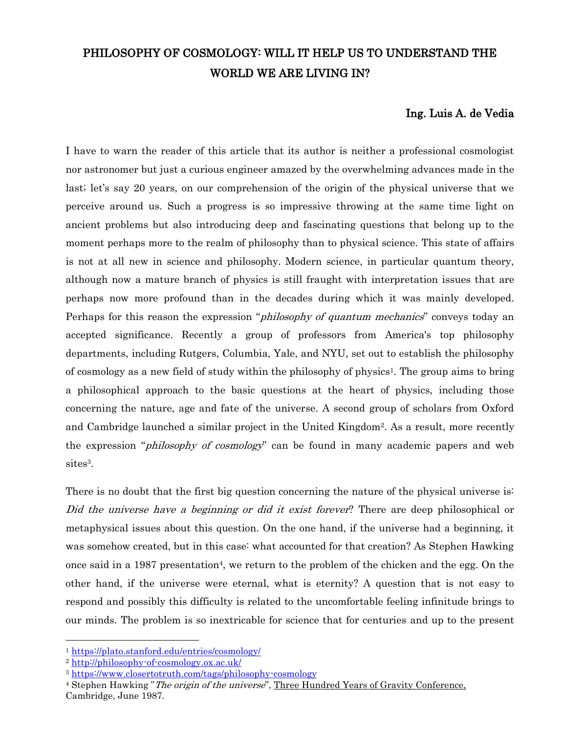# PHILOSOPHY OF COSMOLOGY: WILL IT HELP US TO UNDERSTAND THE WORLD WE ARE LIVING IN?

**Ing. Luis A. de Vedia**

I have to warn the reader of this article that its author is neither a professional cosmologist nor astronomer but just a curious engineer amazed by the overwhelming advances made in the last; let's say 20 years, on our comprehension of the origin of the physical universe that we perceive around us. Such a progress is so impressive throwing at the same time light on ancient problems but also introducing deep and fascinating questions that belong up to the moment perhaps more to the realm of philosophy than to physical science. This state of affairs is not at all new in science and philosophy. Modern science, in particular quantum theory, although now a mature branch of physics is still fraught with interpretation issues that are perhaps now more profound than in the decades during which it was mainly developed. Perhaps for this reason the expression "*philosophy of quantum mechanics*" conveys today an accepted significance. Recently a group of professors from America's top philosophy departments, including Rutgers, Columbia, Yale, and NYU, set out to establish the philosophy of cosmology as a new field of study within the philosophy of physics[1]. The group aims to bring a philosophical approach to the basic questions at the heart of physics, including those concerning the nature, age and fate of the universe. A second group of scholars from Oxford and Cambridge launched a similar project in the United Kingdom[2]. As a result, more recently the expression "*philosophy of cosmology*" can be found in many academic papers and web sites[3].

There is no doubt that the first big question concerning the nature of the physical universe is: *Did the universe have a beginning or did it exist forever*? There are deep philosophical or metaphysical issues about this question. On the one hand, if the universe had a beginning, it was somehow created, but in this case: what accounted for that creation? As Stephen Hawking once said in a 1987 presentation[4], we return to the problem of the chicken and the egg. On the other hand, if the universe were eternal, what is eternity? A question that is not easy to respond and possibly this difficulty is related to the uncomfortable feeling infinitude brings to our minds. The problem is so inextricable for science that for centuries and up to the present

---

[1] https://plato.stanford.edu/entries/cosmology/

[2] http://philosophy-of-cosmology.ox.ac.uk/

[3] https://www.closertotruth.com/tags/philosophy-cosmology

[4] Stephen Hawking "*The origin of the universe*", Three Hundred Years of Gravity Conference, Cambridge, June 1987.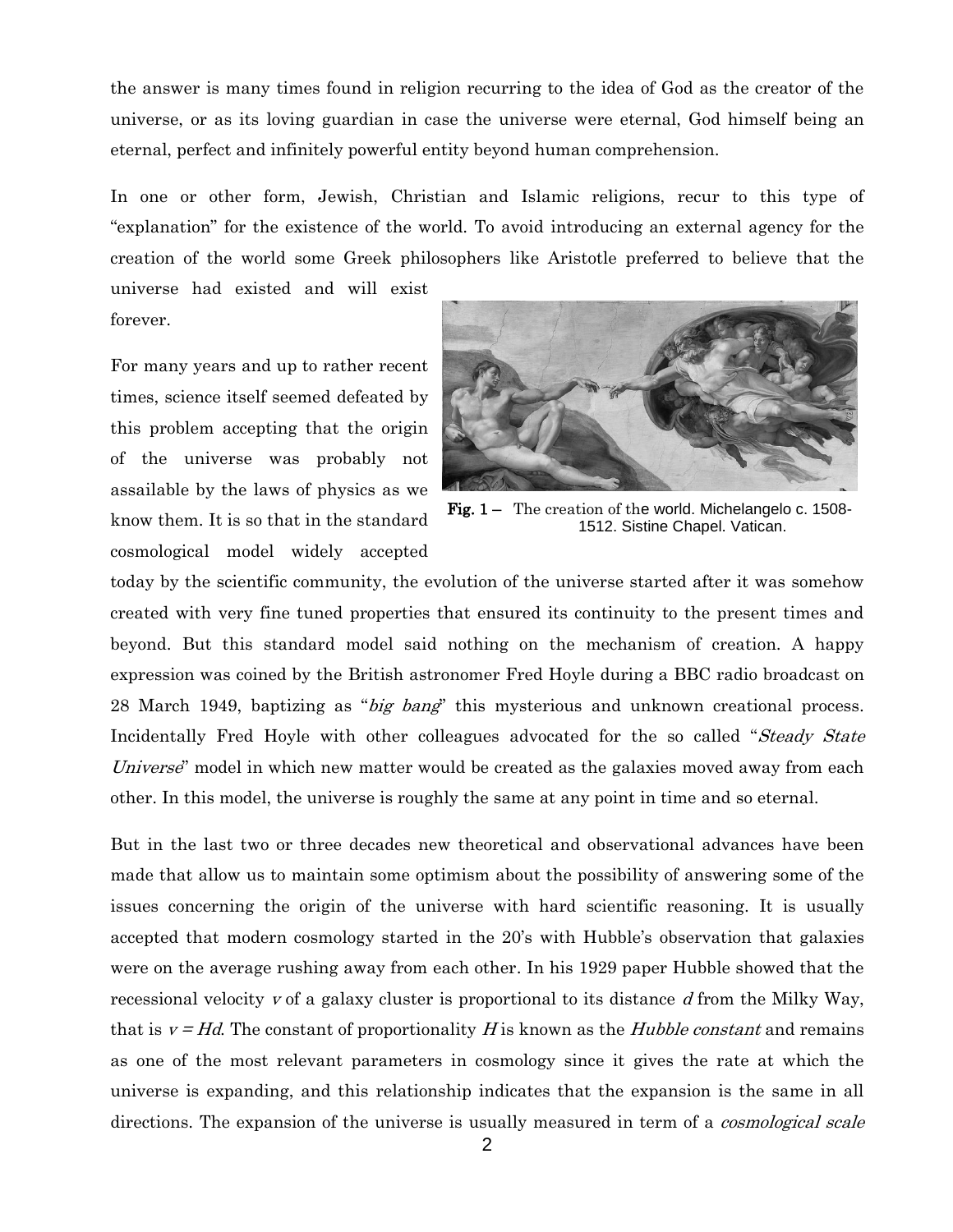the answer is many times found in religion recurring to the idea of God as the creator of the universe, or as its loving guardian in case the universe were eternal, God himself being an eternal, perfect and infinitely powerful entity beyond human comprehension.

In one or other form, Jewish, Christian and Islamic religions, recur to this type of "explanation" for the existence of the world. To avoid introducing an external agency for the creation of the world some Greek philosophers like Aristotle preferred to believe that the universe had existed and will exist forever.

For many years and up to rather recent times, science itself seemed defeated by this problem accepting that the origin of the universe was probably not assailable by the laws of physics as we know them. It is so that in the standard cosmological model widely accepted today by the scientific community, the evolution of the universe started after it was somehow created with very fine tuned properties that ensured its continuity to the present times and beyond. But this standard model said nothing on the mechanism of creation. A happy expression was coined by the British astronomer Fred Hoyle during a BBC radio broadcast on 28 March 1949, baptizing as "*big bang*" this mysterious and unknown creational process. Incidentally Fred Hoyle with other colleagues advocated for the so called "*Steady State Universe*" model in which new matter would be created as the galaxies moved away from each other. In this model, the universe is roughly the same at any point in time and so eternal.

**Fig. 1 –** The creation of the world. Michelangelo c. 1508-1512. Sistine Chapel. Vatican.

But in the last two or three decades new theoretical and observational advances have been made that allow us to maintain some optimism about the possibility of answering some of the issues concerning the origin of the universe with hard scientific reasoning. It is usually accepted that modern cosmology started in the 20's with Hubble's observation that galaxies were on the average rushing away from each other. In his 1929 paper Hubble showed that the recessional velocity $v$ of a galaxy cluster is proportional to its distance $d$ from the Milky Way, that is $v = Hd$. The constant of proportionality $H$ is known as the *Hubble constant* and remains as one of the most relevant parameters in cosmology since it gives the rate at which the universe is expanding, and this relationship indicates that the expansion is the same in all directions. The expansion of the universe is usually measured in term of a *cosmological scale*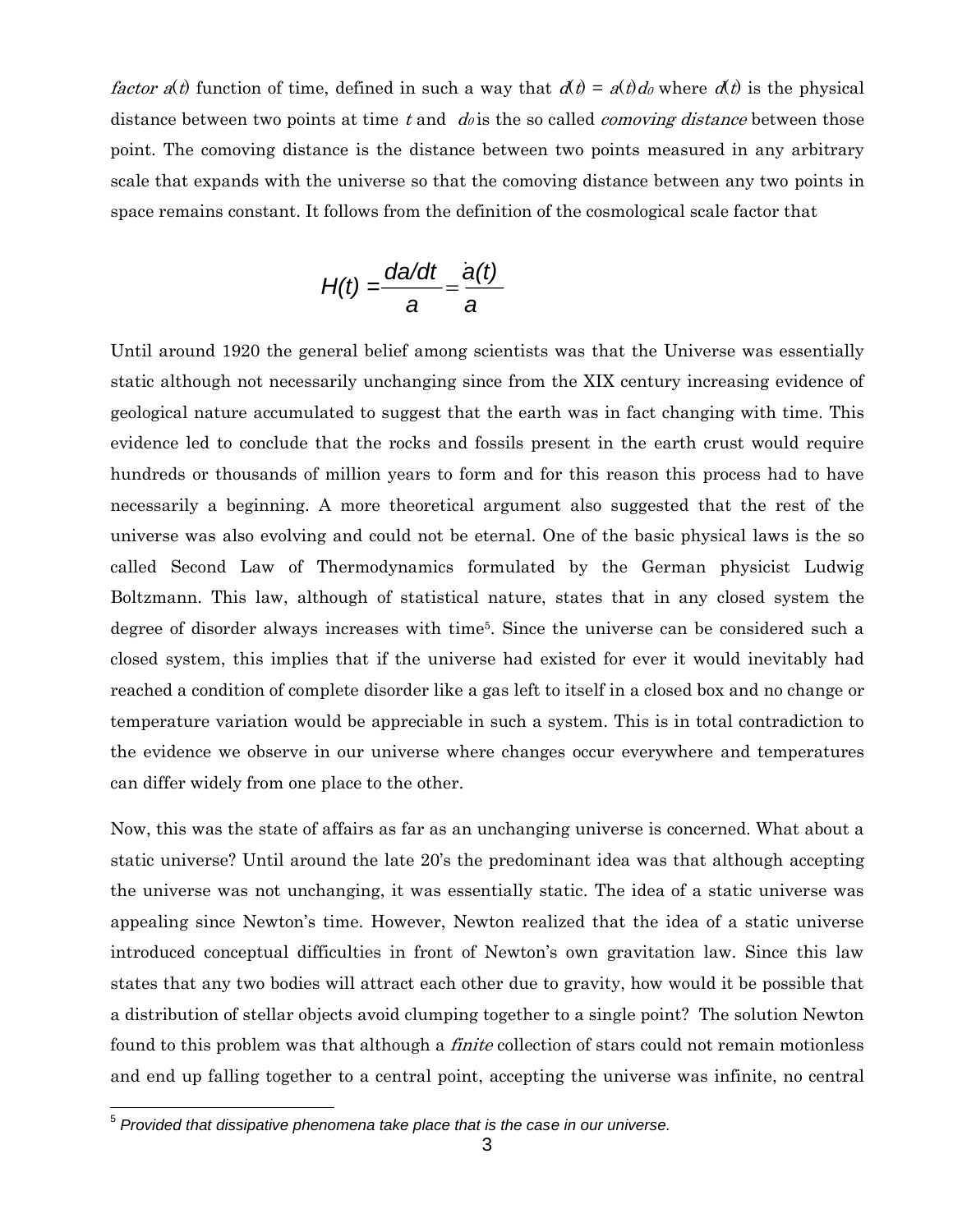*factor* $a(t)$ function of time, defined in such a way that $d(t) = a(t)d_0$ where $d(t)$ is the physical distance between two points at time $t$ and $d_0$ is the so called *comoving distance* between those point. The comoving distance is the distance between two points measured in any arbitrary scale that expands with the universe so that the comoving distance between any two points in space remains constant. It follows from the definition of the cosmological scale factor that

$$H(t) = \frac{da/dt}{a} = \frac{\dot{a}(t)}{a}$$

Until around 1920 the general belief among scientists was that the Universe was essentially static although not necessarily unchanging since from the XIX century increasing evidence of geological nature accumulated to suggest that the earth was in fact changing with time. This evidence led to conclude that the rocks and fossils present in the earth crust would require hundreds or thousands of million years to form and for this reason this process had to have necessarily a beginning. A more theoretical argument also suggested that the rest of the universe was also evolving and could not be eternal. One of the basic physical laws is the so called Second Law of Thermodynamics formulated by the German physicist Ludwig Boltzmann. This law, although of statistical nature, states that in any closed system the degree of disorder always increases with time[5]. Since the universe can be considered such a closed system, this implies that if the universe had existed for ever it would inevitably had reached a condition of complete disorder like a gas left to itself in a closed box and no change or temperature variation would be appreciable in such a system. This is in total contradiction to the evidence we observe in our universe where changes occur everywhere and temperatures can differ widely from one place to the other.

Now, this was the state of affairs as far as an unchanging universe is concerned. What about a static universe? Until around the late 20's the predominant idea was that although accepting the universe was not unchanging, it was essentially static. The idea of a static universe was appealing since Newton's time. However, Newton realized that the idea of a static universe introduced conceptual difficulties in front of Newton's own gravitation law. Since this law states that any two bodies will attract each other due to gravity, how would it be possible that a distribution of stellar objects avoid clumping together to a single point? The solution Newton found to this problem was that although a *finite* collection of stars could not remain motionless and end up falling together to a central point, accepting the universe was infinite, no central

[5] *Provided that dissipative phenomena take place that is the case in our universe.*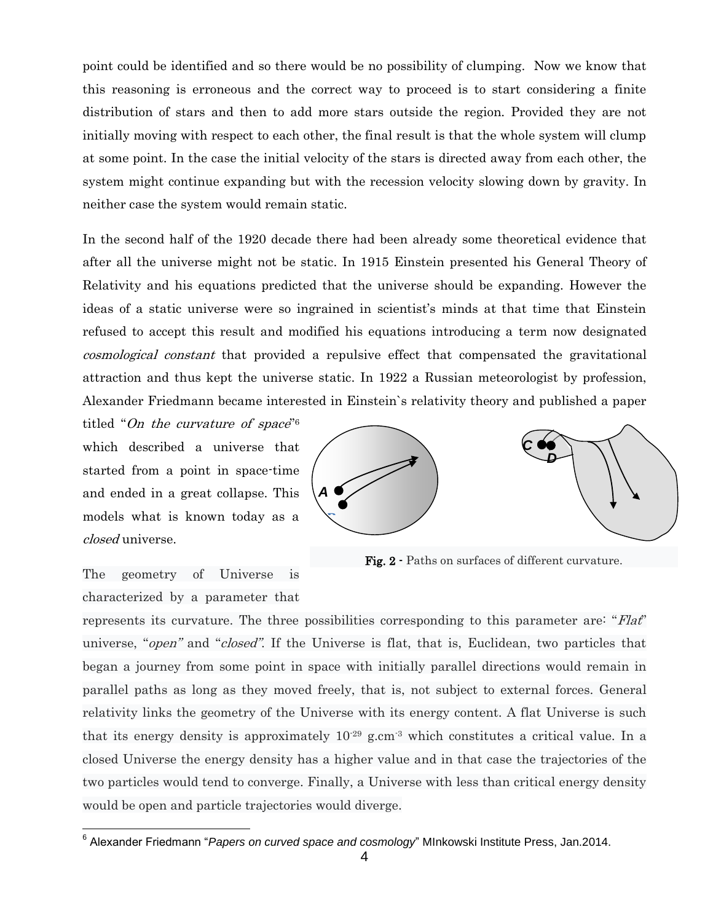point could be identified and so there would be no possibility of clumping. Now we know that this reasoning is erroneous and the correct way to proceed is to start considering a finite distribution of stars and then to add more stars outside the region. Provided they are not initially moving with respect to each other, the final result is that the whole system will clump at some point. In the case the initial velocity of the stars is directed away from each other, the system might continue expanding but with the recession velocity slowing down by gravity. In neither case the system would remain static.

In the second half of the 1920 decade there had been already some theoretical evidence that after all the universe might not be static. In 1915 Einstein presented his General Theory of Relativity and his equations predicted that the universe should be expanding. However the ideas of a static universe were so ingrained in scientist's minds at that time that Einstein refused to accept this result and modified his equations introducing a term now designated *cosmological constant* that provided a repulsive effect that compensated the gravitational attraction and thus kept the universe static. In 1922 a Russian meteorologist by profession, Alexander Friedmann became interested in Einstein`s relativity theory and published a paper titled "*On the curvature of space*"[6] which described a universe that started from a point in space-time and ended in a great collapse. This models what is known today as a *closed* universe.

**Fig. 2** - Paths on surfaces of different curvature.

The geometry of Universe is characterized by a parameter that represents its curvature. The three possibilities corresponding to this parameter are: "*Flat*" universe, "*open"* and "*closed"*. If the Universe is flat, that is, Euclidean, two particles that began a journey from some point in space with initially parallel directions would remain in parallel paths as long as they moved freely, that is, not subject to external forces. General relativity links the geometry of the Universe with its energy content. A flat Universe is such that its energy density is approximately $10^{-29}$ g.cm$^{-3}$ which constitutes a critical value. In a closed Universe the energy density has a higher value and in that case the trajectories of the two particles would tend to converge. Finally, a Universe with less than critical energy density would be open and particle trajectories would diverge.

[6] Alexander Friedmann "*Papers on curved space and cosmology*" MInkowski Institute Press, Jan.2014.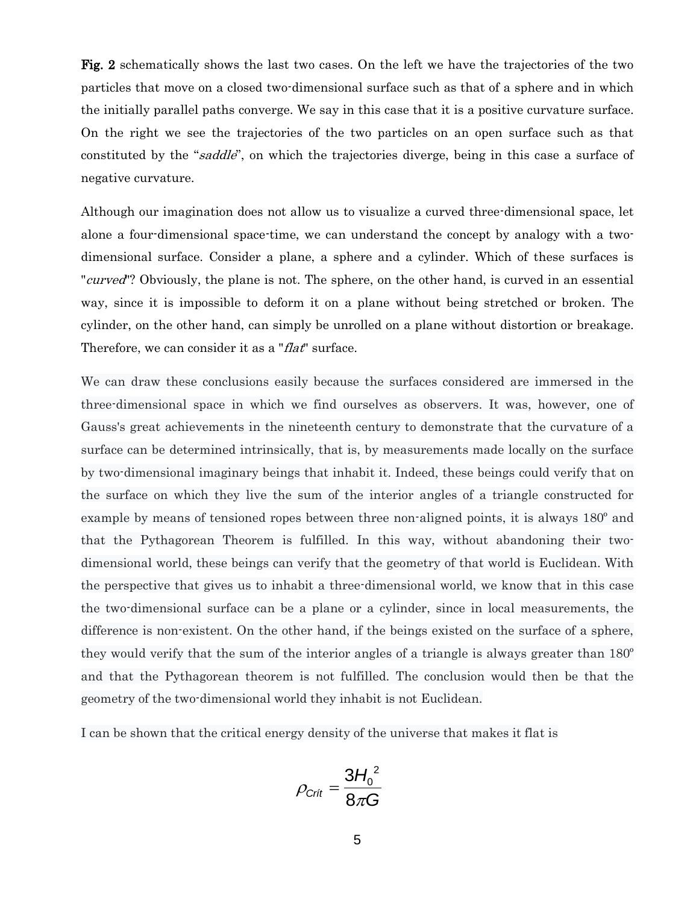**Fig. 2** schematically shows the last two cases. On the left we have the trajectories of the two particles that move on a closed two-dimensional surface such as that of a sphere and in which the initially parallel paths converge. We say in this case that it is a positive curvature surface. On the right we see the trajectories of the two particles on an open surface such as that constituted by the "*saddle*", on which the trajectories diverge, being in this case a surface of negative curvature.

Although our imagination does not allow us to visualize a curved three-dimensional space, let alone a four-dimensional space-time, we can understand the concept by analogy with a two-dimensional surface. Consider a plane, a sphere and a cylinder. Which of these surfaces is "*curved*"? Obviously, the plane is not. The sphere, on the other hand, is curved in an essential way, since it is impossible to deform it on a plane without being stretched or broken. The cylinder, on the other hand, can simply be unrolled on a plane without distortion or breakage. Therefore, we can consider it as a "*flat*" surface.

We can draw these conclusions easily because the surfaces considered are immersed in the three-dimensional space in which we find ourselves as observers. It was, however, one of Gauss's great achievements in the nineteenth century to demonstrate that the curvature of a surface can be determined intrinsically, that is, by measurements made locally on the surface by two-dimensional imaginary beings that inhabit it. Indeed, these beings could verify that on the surface on which they live the sum of the interior angles of a triangle constructed for example by means of tensioned ropes between three non-aligned points, it is always 180º and that the Pythagorean Theorem is fulfilled. In this way, without abandoning their two-dimensional world, these beings can verify that the geometry of that world is Euclidean. With the perspective that gives us to inhabit a three-dimensional world, we know that in this case the two-dimensional surface can be a plane or a cylinder, since in local measurements, the difference is non-existent. On the other hand, if the beings existed on the surface of a sphere, they would verify that the sum of the interior angles of a triangle is always greater than 180º and that the Pythagorean theorem is not fulfilled. The conclusion would then be that the geometry of the two-dimensional world they inhabit is not Euclidean.

I can be shown that the critical energy density of the universe that makes it flat is

$$\rho_{Crít} = \frac{3{H_0}^2}{8\pi G}$$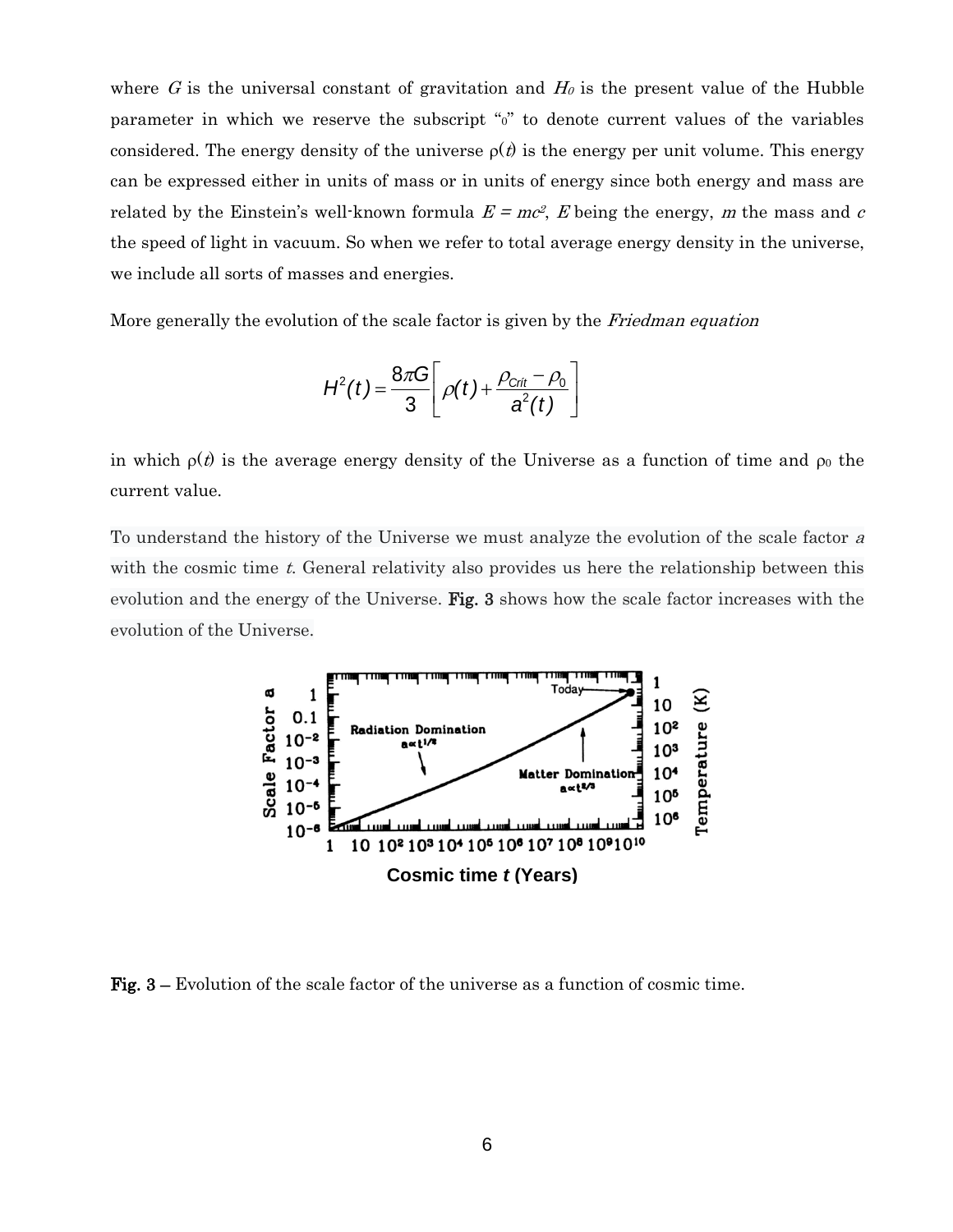where $G$ is the universal constant of gravitation and $H_0$ is the present value of the Hubble parameter in which we reserve the subscript "$_0$" to denote current values of the variables considered. The energy density of the universe $\rho(t)$ is the energy per unit volume. This energy can be expressed either in units of mass or in units of energy since both energy and mass are related by the Einstein's well-known formula $E = mc^2$, $E$ being the energy, $m$ the mass and $c$ the speed of light in vacuum. So when we refer to total average energy density in the universe, we include all sorts of masses and energies.

More generally the evolution of the scale factor is given by the *Friedman equation*

$$H^2(t) = \frac{8\pi G}{3}\left[\rho(t) + \frac{\rho_{Crit} - \rho_0}{a^2(t)}\right]$$

in which $\rho(t)$ is the average energy density of the Universe as a function of time and $\rho_0$ the current value.

To understand the history of the Universe we must analyze the evolution of the scale factor $a$ with the cosmic time $t$. General relativity also provides us here the relationship between this evolution and the energy of the Universe. **Fig. 3** shows how the scale factor increases with the evolution of the Universe.

**Fig. 3 –** Evolution of the scale factor of the universe as a function of cosmic time.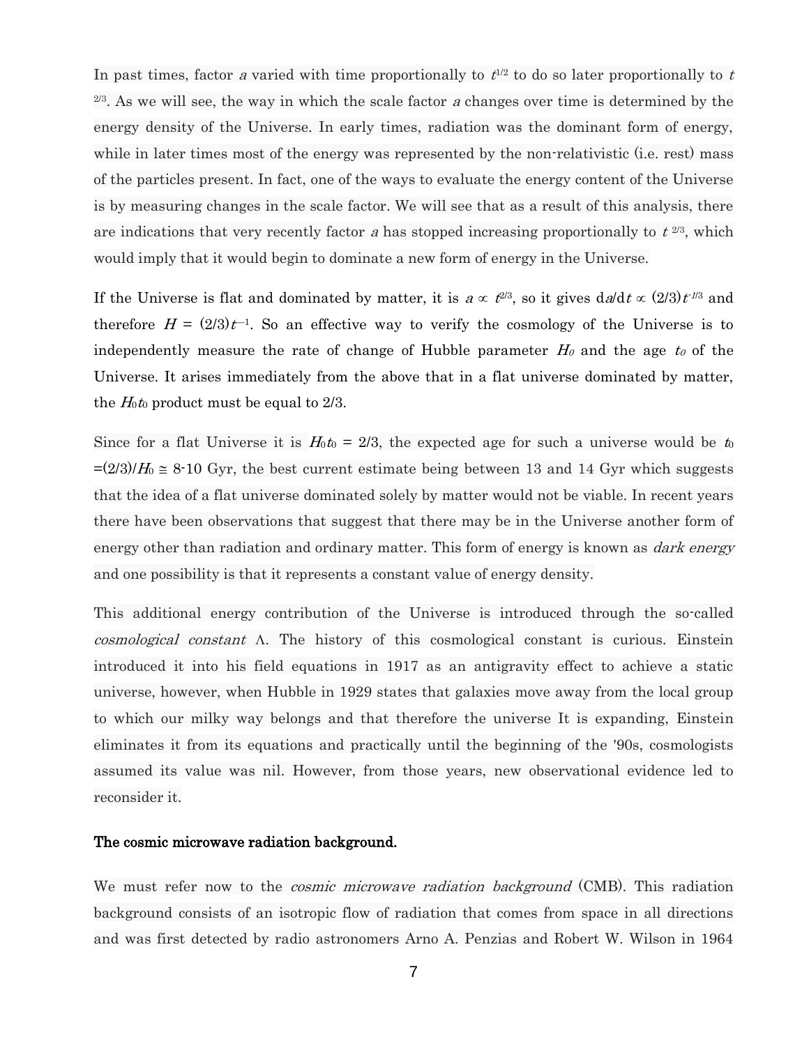In past times, factor $a$ varied with time proportionally to $t^{1/2}$ to do so later proportionally to $t^{2/3}$. As we will see, the way in which the scale factor $a$ changes over time is determined by the energy density of the Universe. In early times, radiation was the dominant form of energy, while in later times most of the energy was represented by the non-relativistic (i.e. rest) mass of the particles present. In fact, one of the ways to evaluate the energy content of the Universe is by measuring changes in the scale factor. We will see that as a result of this analysis, there are indications that very recently factor $a$ has stopped increasing proportionally to $t^{2/3}$, which would imply that it would begin to dominate a new form of energy in the Universe.

If the Universe is flat and dominated by matter, it is $a \propto t^{2/3}$, so it gives $da/dt \propto (2/3)t^{-1/3}$ and therefore $H = (2/3)t^{-1}$. So an effective way to verify the cosmology of the Universe is to independently measure the rate of change of Hubble parameter $H_0$ and the age $t_0$ of the Universe. It arises immediately from the above that in a flat universe dominated by matter, the $H_0t_0$ product must be equal to 2/3.

Since for a flat Universe it is $H_0t_0 = 2/3$, the expected age for such a universe would be $t_0 = (2/3)/H_0 \cong$ 8-10 Gyr, the best current estimate being between 13 and 14 Gyr which suggests that the idea of a flat universe dominated solely by matter would not be viable. In recent years there have been observations that suggest that there may be in the Universe another form of energy other than radiation and ordinary matter. This form of energy is known as *dark energy* and one possibility is that it represents a constant value of energy density.

This additional energy contribution of the Universe is introduced through the so-called *cosmological constant* $\Lambda$. The history of this cosmological constant is curious. Einstein introduced it into his field equations in 1917 as an antigravity effect to achieve a static universe, however, when Hubble in 1929 states that galaxies move away from the local group to which our milky way belongs and that therefore the universe It is expanding, Einstein eliminates it from its equations and practically until the beginning of the '90s, cosmologists assumed its value was nil. However, from those years, new observational evidence led to reconsider it.

**The cosmic microwave radiation background.**

We must refer now to the *cosmic microwave radiation background* (CMB). This radiation background consists of an isotropic flow of radiation that comes from space in all directions and was first detected by radio astronomers Arno A. Penzias and Robert W. Wilson in 1964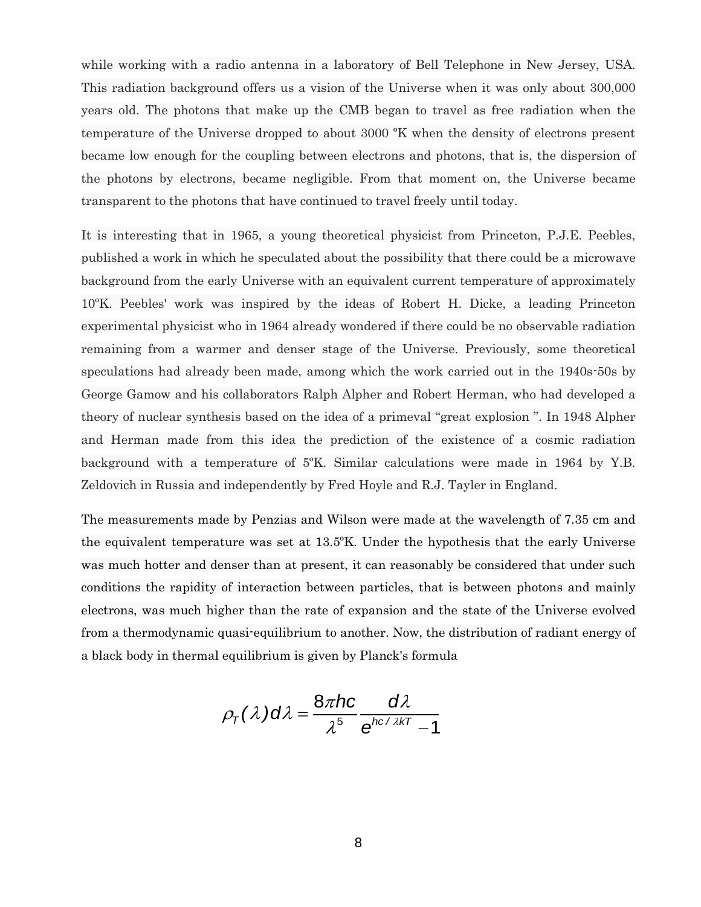while working with a radio antenna in a laboratory of Bell Telephone in New Jersey, USA. This radiation background offers us a vision of the Universe when it was only about 300,000 years old. The photons that make up the CMB began to travel as free radiation when the temperature of the Universe dropped to about 3000 ºK when the density of electrons present became low enough for the coupling between electrons and photons, that is, the dispersion of the photons by electrons, became negligible. From that moment on, the Universe became transparent to the photons that have continued to travel freely until today.

It is interesting that in 1965, a young theoretical physicist from Princeton, P.J.E. Peebles, published a work in which he speculated about the possibility that there could be a microwave background from the early Universe with an equivalent current temperature of approximately 10ºK. Peebles' work was inspired by the ideas of Robert H. Dicke, a leading Princeton experimental physicist who in 1964 already wondered if there could be no observable radiation remaining from a warmer and denser stage of the Universe. Previously, some theoretical speculations had already been made, among which the work carried out in the 1940s-50s by George Gamow and his collaborators Ralph Alpher and Robert Herman, who had developed a theory of nuclear synthesis based on the idea of a primeval "great explosion ". In 1948 Alpher and Herman made from this idea the prediction of the existence of a cosmic radiation background with a temperature of 5ºK. Similar calculations were made in 1964 by Y.B. Zeldovich in Russia and independently by Fred Hoyle and R.J. Tayler in England.

The measurements made by Penzias and Wilson were made at the wavelength of 7.35 cm and the equivalent temperature was set at 13.5ºK. Under the hypothesis that the early Universe was much hotter and denser than at present, it can reasonably be considered that under such conditions the rapidity of interaction between particles, that is between photons and mainly electrons, was much higher than the rate of expansion and the state of the Universe evolved from a thermodynamic quasi-equilibrium to another. Now, the distribution of radiant energy of a black body in thermal equilibrium is given by Planck's formula

$$\rho_T(\lambda)d\lambda = \frac{8\pi hc}{\lambda^5}\frac{d\lambda}{e^{hc/\lambda kT}-1}$$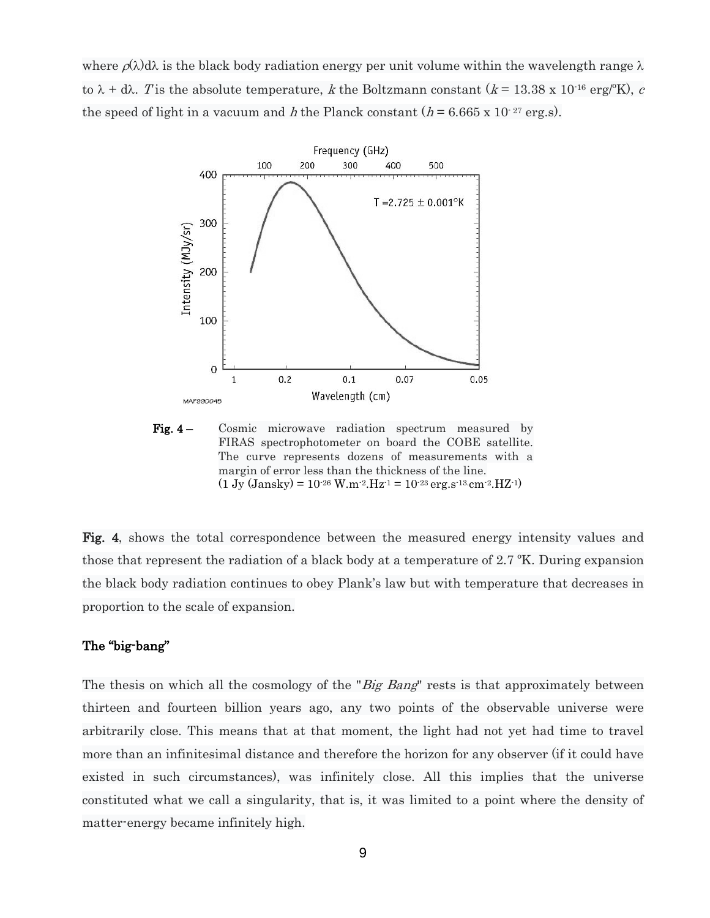where $\rho(\lambda)d\lambda$ is the black body radiation energy per unit volume within the wavelength range $\lambda$ to $\lambda + d\lambda$. $T$ is the absolute temperature, $k$ the Boltzmann constant ($k = 13.38 \times 10^{-16}$ erg/ºK), $c$ the speed of light in a vacuum and $h$ the Planck constant ($h = 6.665 \times 10^{-27}$ erg.s).

**Fig. 4 –** Cosmic microwave radiation spectrum measured by FIRAS spectrophotometer on board the COBE satellite. The curve represents dozens of measurements with a margin of error less than the thickness of the line. (1 Jy (Jansky) = $10^{-26}$ W.m$^{-2}$.Hz$^{-1}$ = $10^{-23}$ erg.s$^{-1}$.cm$^{-2}$.HZ$^{-1}$)

**Fig. 4**, shows the total correspondence between the measured energy intensity values and those that represent the radiation of a black body at a temperature of 2.7 ºK. During expansion the black body radiation continues to obey Plank's law but with temperature that decreases in proportion to the scale of expansion.

## The "big-bang"

The thesis on which all the cosmology of the "*Big Bang*" rests is that approximately between thirteen and fourteen billion years ago, any two points of the observable universe were arbitrarily close. This means that at that moment, the light had not yet had time to travel more than an infinitesimal distance and therefore the horizon for any observer (if it could have existed in such circumstances), was infinitely close. All this implies that the universe constituted what we call a singularity, that is, it was limited to a point where the density of matter-energy became infinitely high.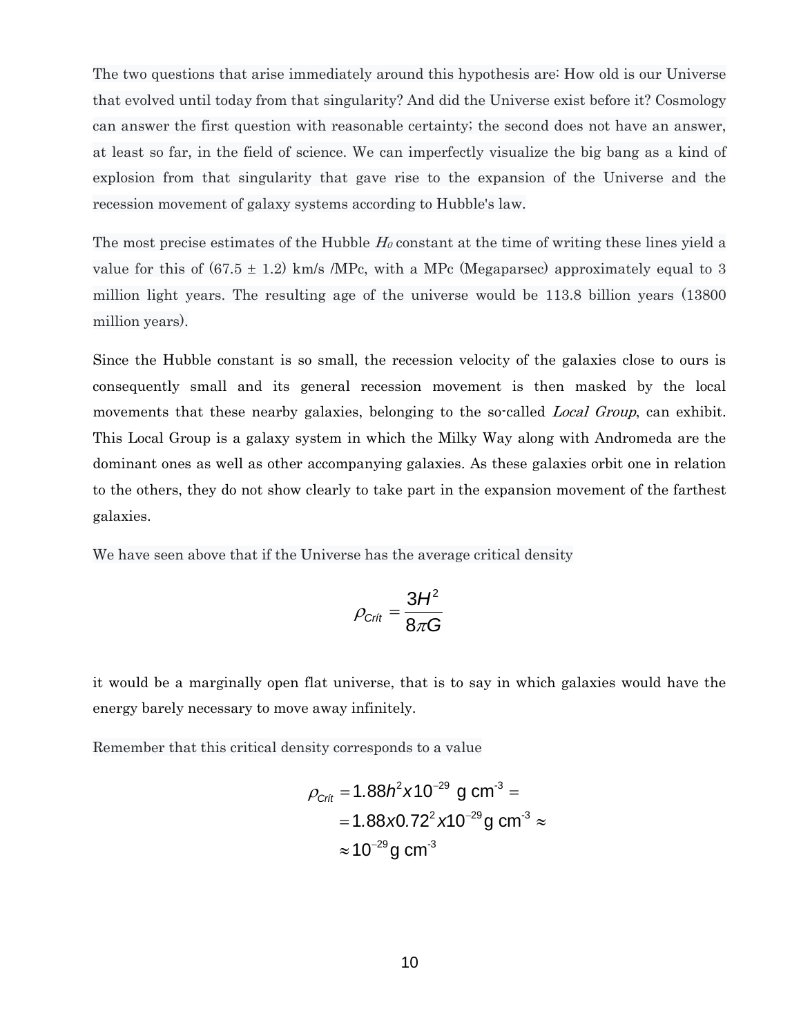The two questions that arise immediately around this hypothesis are: How old is our Universe that evolved until today from that singularity? And did the Universe exist before it? Cosmology can answer the first question with reasonable certainty; the second does not have an answer, at least so far, in the field of science. We can imperfectly visualize the big bang as a kind of explosion from that singularity that gave rise to the expansion of the Universe and the recession movement of galaxy systems according to Hubble's law.

The most precise estimates of the Hubble $H_0$ constant at the time of writing these lines yield a value for this of (67.5 ± 1.2) km/s /MPc, with a MPc (Megaparsec) approximately equal to 3 million light years. The resulting age of the universe would be 113.8 billion years (13800 million years).

Since the Hubble constant is so small, the recession velocity of the galaxies close to ours is consequently small and its general recession movement is then masked by the local movements that these nearby galaxies, belonging to the so-called *Local Group*, can exhibit. This Local Group is a galaxy system in which the Milky Way along with Andromeda are the dominant ones as well as other accompanying galaxies. As these galaxies orbit one in relation to the others, they do not show clearly to take part in the expansion movement of the farthest galaxies.

We have seen above that if the Universe has the average critical density

$$\rho_{Crit} = \frac{3H^2}{8\pi G}$$

it would be a marginally open flat universe, that is to say in which galaxies would have the energy barely necessary to move away infinitely.

Remember that this critical density corresponds to a value

$$\begin{aligned}\rho_{Crit} &= 1.88h^2 x 10^{-29} \text{ g cm}^{-3} = \\ &= 1.88 x 0.72^2 x 10^{-29} \text{g cm}^{-3} \approx \\ &\approx 10^{-29} \text{g cm}^{-3}\end{aligned}$$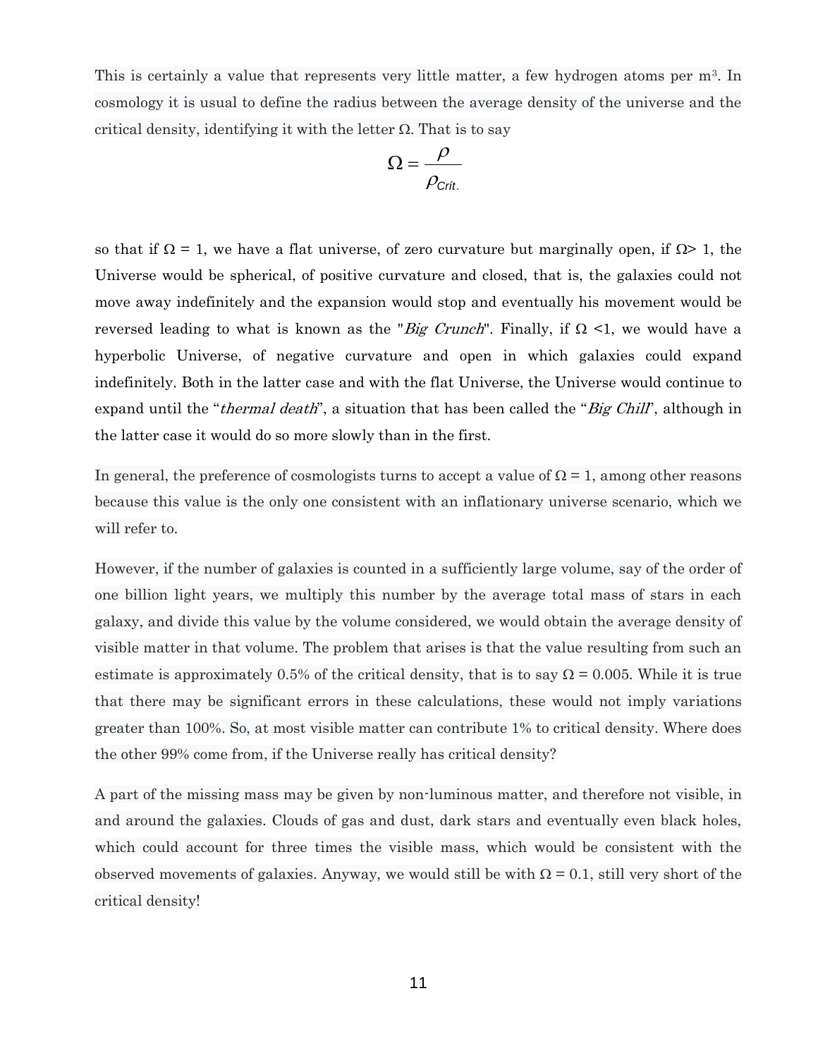This is certainly a value that represents very little matter, a few hydrogen atoms per $m^3$. In cosmology it is usual to define the radius between the average density of the universe and the critical density, identifying it with the letter Ω. That is to say

$$\Omega = \frac{\rho}{\rho_{Crít.}}$$

so that if Ω = 1, we have a flat universe, of zero curvature but marginally open, if Ω> 1, the Universe would be spherical, of positive curvature and closed, that is, the galaxies could not move away indefinitely and the expansion would stop and eventually his movement would be reversed leading to what is known as the "*Big Crunch*". Finally, if Ω <1, we would have a hyperbolic Universe, of negative curvature and open in which galaxies could expand indefinitely. Both in the latter case and with the flat Universe, the Universe would continue to expand until the "*thermal death*", a situation that has been called the "*Big Chill*", although in the latter case it would do so more slowly than in the first.

In general, the preference of cosmologists turns to accept a value of Ω = 1, among other reasons because this value is the only one consistent with an inflationary universe scenario, which we will refer to.

However, if the number of galaxies is counted in a sufficiently large volume, say of the order of one billion light years, we multiply this number by the average total mass of stars in each galaxy, and divide this value by the volume considered, we would obtain the average density of visible matter in that volume. The problem that arises is that the value resulting from such an estimate is approximately 0.5% of the critical density, that is to say Ω = 0.005. While it is true that there may be significant errors in these calculations, these would not imply variations greater than 100%. So, at most visible matter can contribute 1% to critical density. Where does the other 99% come from, if the Universe really has critical density?

A part of the missing mass may be given by non-luminous matter, and therefore not visible, in and around the galaxies. Clouds of gas and dust, dark stars and eventually even black holes, which could account for three times the visible mass, which would be consistent with the observed movements of galaxies. Anyway, we would still be with Ω = 0.1, still very short of the critical density!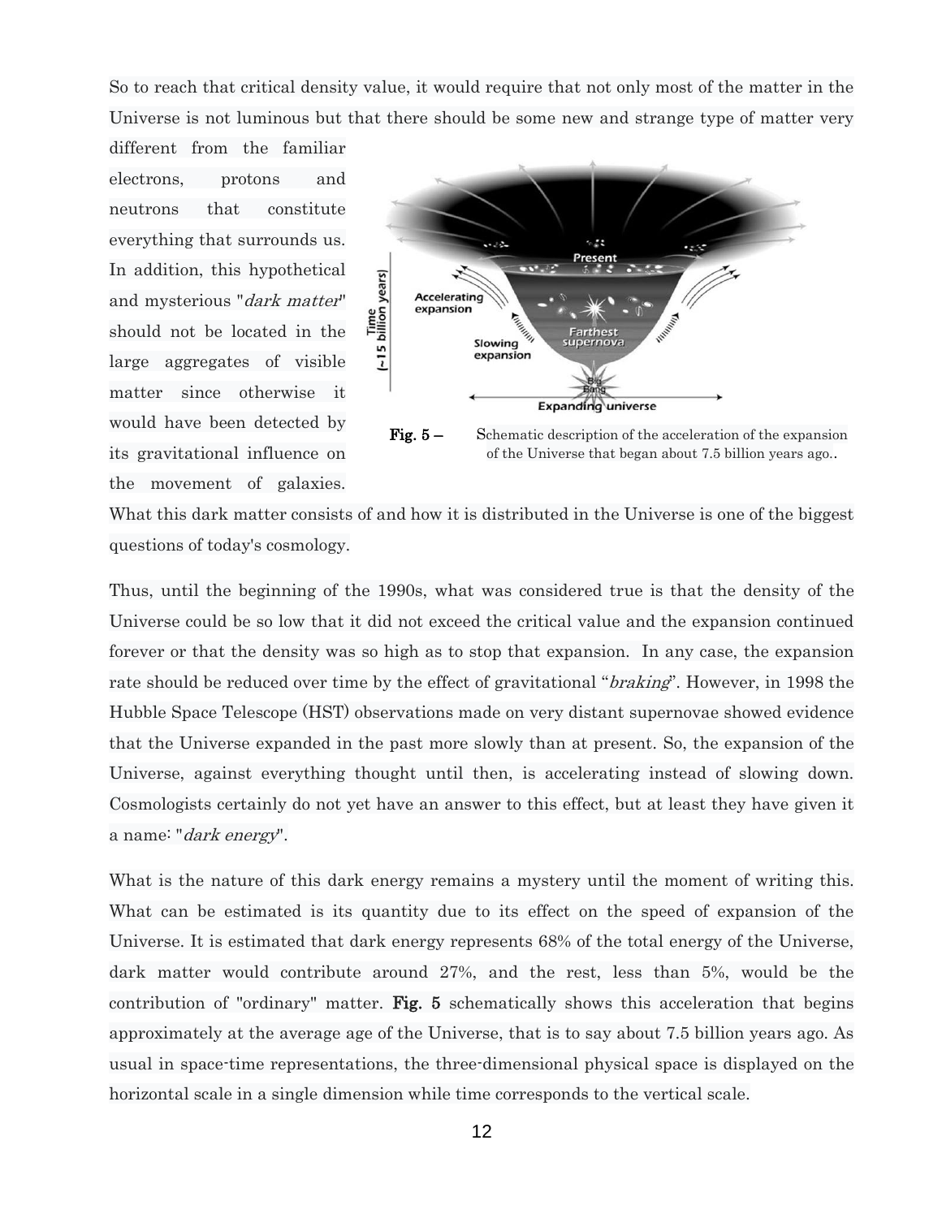So to reach that critical density value, it would require that not only most of the matter in the Universe is not luminous but that there should be some new and strange type of matter very different from the familiar electrons, protons and neutrons that constitute everything that surrounds us. In addition, this hypothetical and mysterious "*dark matter*" should not be located in the large aggregates of visible matter since otherwise it would have been detected by its gravitational influence on the movement of galaxies. What this dark matter consists of and how it is distributed in the Universe is one of the biggest questions of today's cosmology.

**Fig. 5 –** Schematic description of the acceleration of the expansion of the Universe that began about 7.5 billion years ago..

Thus, until the beginning of the 1990s, what was considered true is that the density of the Universe could be so low that it did not exceed the critical value and the expansion continued forever or that the density was so high as to stop that expansion. In any case, the expansion rate should be reduced over time by the effect of gravitational "*braking*". However, in 1998 the Hubble Space Telescope (HST) observations made on very distant supernovae showed evidence that the Universe expanded in the past more slowly than at present. So, the expansion of the Universe, against everything thought until then, is accelerating instead of slowing down. Cosmologists certainly do not yet have an answer to this effect, but at least they have given it a name: "*dark energy*".

What is the nature of this dark energy remains a mystery until the moment of writing this. What can be estimated is its quantity due to its effect on the speed of expansion of the Universe. It is estimated that dark energy represents 68% of the total energy of the Universe, dark matter would contribute around 27%, and the rest, less than 5%, would be the contribution of "ordinary" matter. **Fig. 5** schematically shows this acceleration that begins approximately at the average age of the Universe, that is to say about 7.5 billion years ago. As usual in space-time representations, the three-dimensional physical space is displayed on the horizontal scale in a single dimension while time corresponds to the vertical scale.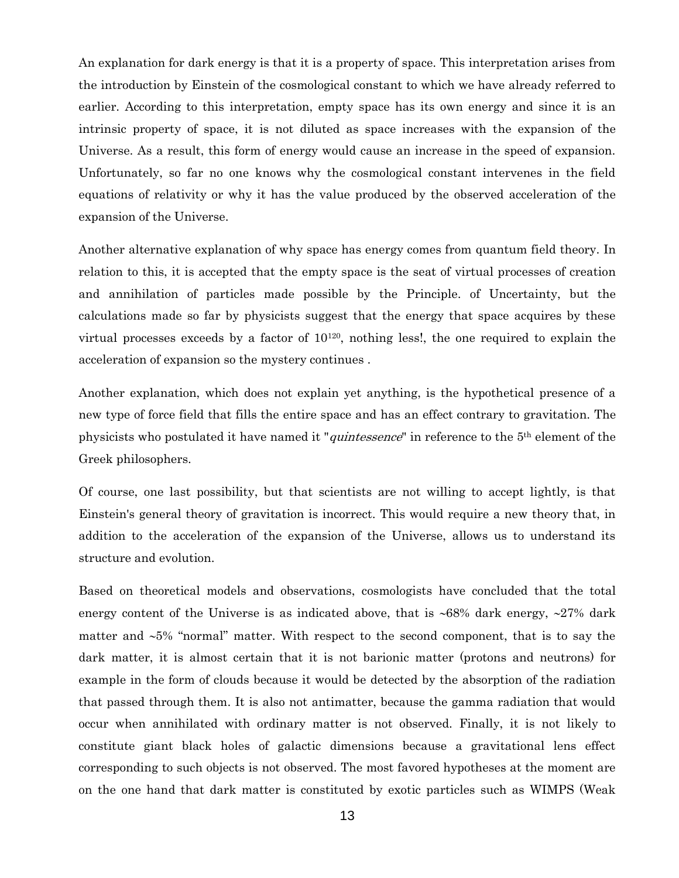An explanation for dark energy is that it is a property of space. This interpretation arises from the introduction by Einstein of the cosmological constant to which we have already referred to earlier. According to this interpretation, empty space has its own energy and since it is an intrinsic property of space, it is not diluted as space increases with the expansion of the Universe. As a result, this form of energy would cause an increase in the speed of expansion. Unfortunately, so far no one knows why the cosmological constant intervenes in the field equations of relativity or why it has the value produced by the observed acceleration of the expansion of the Universe.

Another alternative explanation of why space has energy comes from quantum field theory. In relation to this, it is accepted that the empty space is the seat of virtual processes of creation and annihilation of particles made possible by the Principle. of Uncertainty, but the calculations made so far by physicists suggest that the energy that space acquires by these virtual processes exceeds by a factor of $10^{120}$, nothing less!, the one required to explain the acceleration of expansion so the mystery continues .

Another explanation, which does not explain yet anything, is the hypothetical presence of a new type of force field that fills the entire space and has an effect contrary to gravitation. The physicists who postulated it have named it "*quintessence*" in reference to the 5th element of the Greek philosophers.

Of course, one last possibility, but that scientists are not willing to accept lightly, is that Einstein's general theory of gravitation is incorrect. This would require a new theory that, in addition to the acceleration of the expansion of the Universe, allows us to understand its structure and evolution.

Based on theoretical models and observations, cosmologists have concluded that the total energy content of the Universe is as indicated above, that is ~68% dark energy, ~27% dark matter and ~5% "normal" matter. With respect to the second component, that is to say the dark matter, it is almost certain that it is not barionic matter (protons and neutrons) for example in the form of clouds because it would be detected by the absorption of the radiation that passed through them. It is also not antimatter, because the gamma radiation that would occur when annihilated with ordinary matter is not observed. Finally, it is not likely to constitute giant black holes of galactic dimensions because a gravitational lens effect corresponding to such objects is not observed. The most favored hypotheses at the moment are on the one hand that dark matter is constituted by exotic particles such as WIMPS (Weak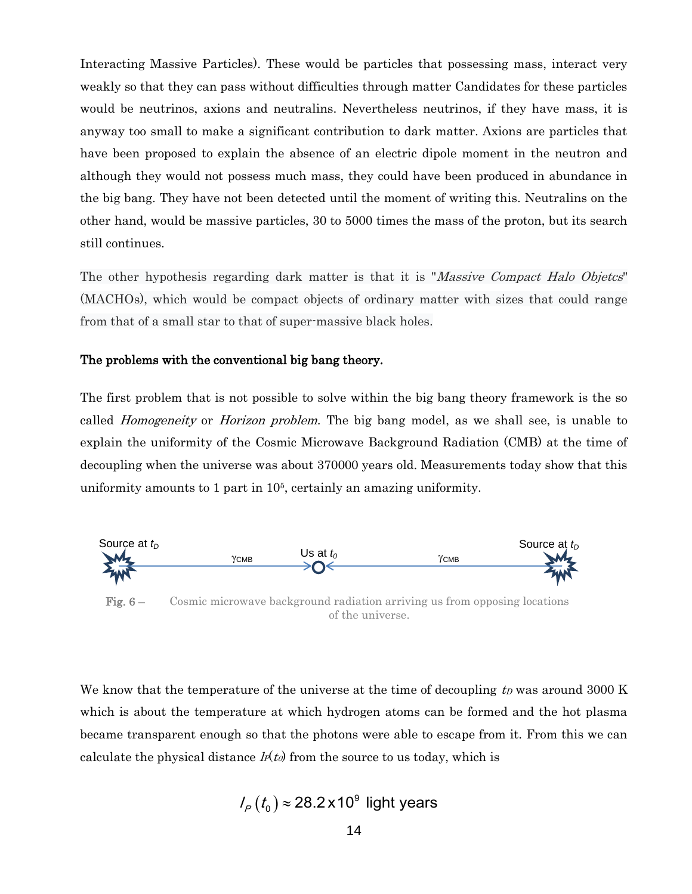Interacting Massive Particles). These would be particles that possessing mass, interact very weakly so that they can pass without difficulties through matter Candidates for these particles would be neutrinos, axions and neutralins. Nevertheless neutrinos, if they have mass, it is anyway too small to make a significant contribution to dark matter. Axions are particles that have been proposed to explain the absence of an electric dipole moment in the neutron and although they would not possess much mass, they could have been produced in abundance in the big bang. They have not been detected until the moment of writing this. Neutralins on the other hand, would be massive particles, 30 to 5000 times the mass of the proton, but its search still continues.

The other hypothesis regarding dark matter is that it is "*Massive Compact Halo Objetcs*" (MACHOs), which would be compact objects of ordinary matter with sizes that could range from that of a small star to that of super-massive black holes.

**The problems with the conventional big bang theory.**

The first problem that is not possible to solve within the big bang theory framework is the so called *Homogeneity* or *Horizon problem*. The big bang model, as we shall see, is unable to explain the uniformity of the Cosmic Microwave Background Radiation (CMB) at the time of decoupling when the universe was about 370000 years old. Measurements today show that this uniformity amounts to 1 part in $10^5$, certainly an amazing uniformity.

Source at $t_D$ — $\gamma_{CMB}$ → Us at $t_0$ ← $\gamma_{CMB}$ — Source at $t_D$

**Fig. 6 –** Cosmic microwave background radiation arriving us from opposing locations of the universe.

We know that the temperature of the universe at the time of decoupling $t_D$ was around 3000 K which is about the temperature at which hydrogen atoms can be formed and the hot plasma became transparent enough so that the photons were able to escape from it. From this we can calculate the physical distance $l_P(t_0)$ from the source to us today, which is

$$l_P(t_0) \approx 28.2 \times 10^9 \text{ light years}$$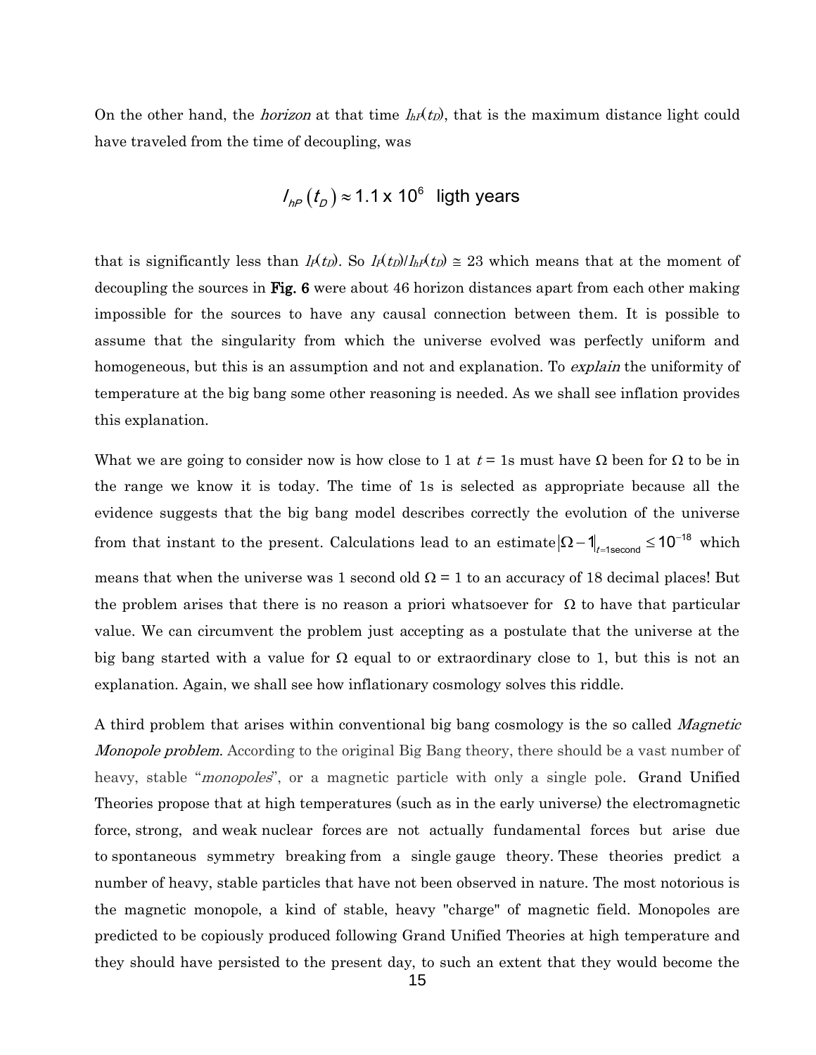On the other hand, the *horizon* at that time $l_{hP}(t_D)$, that is the maximum distance light could have traveled from the time of decoupling, was

$$l_{hP}(t_D) \approx 1.1 \times 10^6 \text{ ligth years}$$

that is significantly less than $l_P(t_D)$. So $l_P(t_D)/l_{hP}(t_D) \cong 23$ which means that at the moment of decoupling the sources in **Fig. 6** were about 46 horizon distances apart from each other making impossible for the sources to have any causal connection between them. It is possible to assume that the singularity from which the universe evolved was perfectly uniform and homogeneous, but this is an assumption and not and explanation. To *explain* the uniformity of temperature at the big bang some other reasoning is needed. As we shall see inflation provides this explanation.

What we are going to consider now is how close to 1 at $t = 1$s must have $\Omega$ been for $\Omega$ to be in the range we know it is today. The time of 1s is selected as appropriate because all the evidence suggests that the big bang model describes correctly the evolution of the universe from that instant to the present. Calculations lead to an estimate $|\Omega - 1|_{t=1\text{second}} \leq 10^{-18}$ which means that when the universe was 1 second old $\Omega = 1$ to an accuracy of 18 decimal places! But the problem arises that there is no reason a priori whatsoever for $\Omega$ to have that particular value. We can circumvent the problem just accepting as a postulate that the universe at the big bang started with a value for $\Omega$ equal to or extraordinary close to 1, but this is not an explanation. Again, we shall see how inflationary cosmology solves this riddle.

A third problem that arises within conventional big bang cosmology is the so called *Magnetic Monopole problem*. According to the original Big Bang theory, there should be a vast number of heavy, stable "*monopoles*", or a magnetic particle with only a single pole. Grand Unified Theories propose that at high temperatures (such as in the early universe) the electromagnetic force, strong, and weak nuclear forces are not actually fundamental forces but arise due to spontaneous symmetry breaking from a single gauge theory. These theories predict a number of heavy, stable particles that have not been observed in nature. The most notorious is the magnetic monopole, a kind of stable, heavy "charge" of magnetic field. Monopoles are predicted to be copiously produced following Grand Unified Theories at high temperature and they should have persisted to the present day, to such an extent that they would become the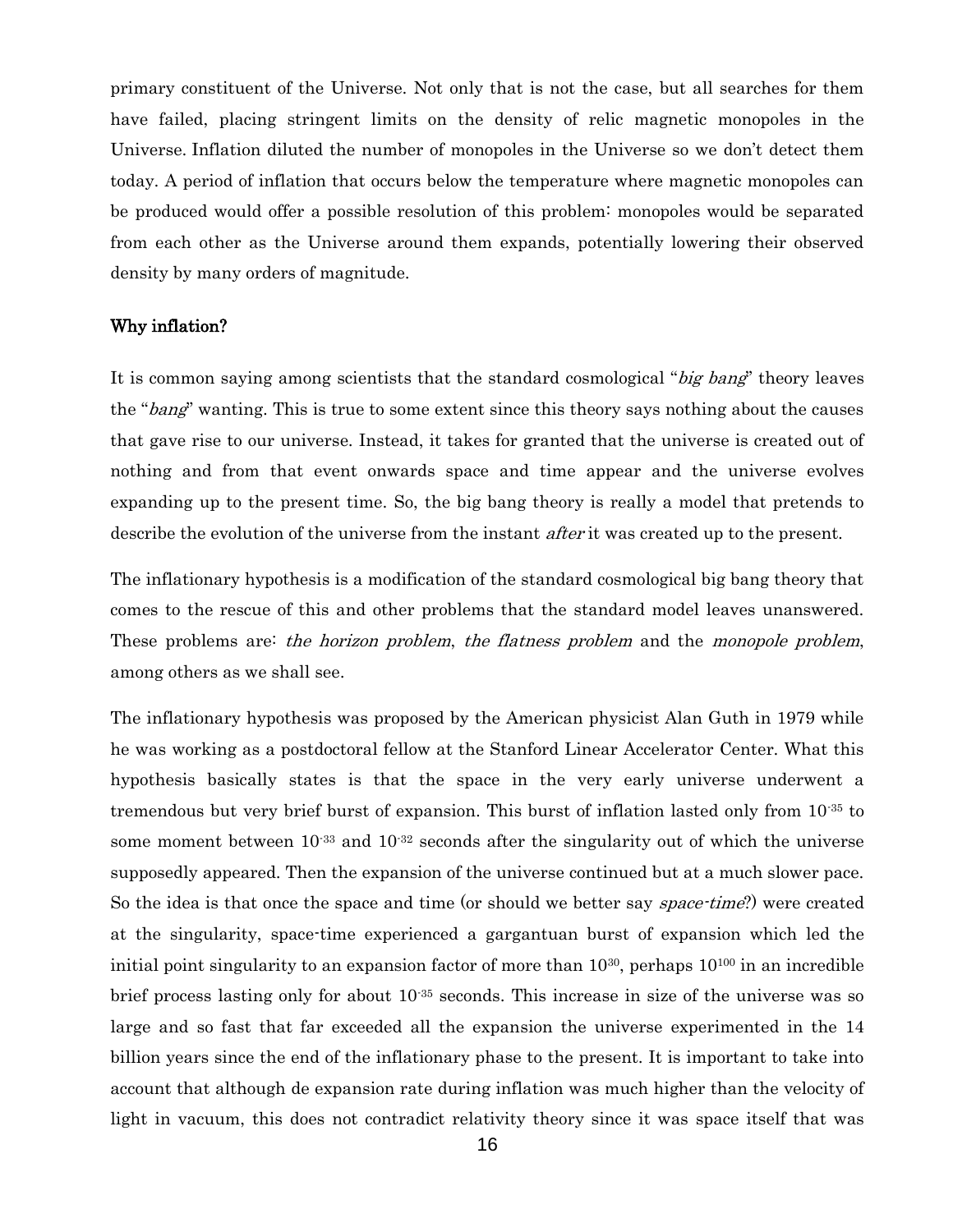primary constituent of the Universe. Not only that is not the case, but all searches for them have failed, placing stringent limits on the density of relic magnetic monopoles in the Universe. Inflation diluted the number of monopoles in the Universe so we don't detect them today. A period of inflation that occurs below the temperature where magnetic monopoles can be produced would offer a possible resolution of this problem: monopoles would be separated from each other as the Universe around them expands, potentially lowering their observed density by many orders of magnitude.

## Why inflation?

It is common saying among scientists that the standard cosmological "*big bang*" theory leaves the "*bang*" wanting. This is true to some extent since this theory says nothing about the causes that gave rise to our universe. Instead, it takes for granted that the universe is created out of nothing and from that event onwards space and time appear and the universe evolves expanding up to the present time. So, the big bang theory is really a model that pretends to describe the evolution of the universe from the instant *after* it was created up to the present.

The inflationary hypothesis is a modification of the standard cosmological big bang theory that comes to the rescue of this and other problems that the standard model leaves unanswered. These problems are: *the horizon problem*, *the flatness problem* and the *monopole problem*, among others as we shall see.

The inflationary hypothesis was proposed by the American physicist Alan Guth in 1979 while he was working as a postdoctoral fellow at the Stanford Linear Accelerator Center. What this hypothesis basically states is that the space in the very early universe underwent a tremendous but very brief burst of expansion. This burst of inflation lasted only from $10^{-35}$ to some moment between $10^{-33}$ and $10^{-32}$ seconds after the singularity out of which the universe supposedly appeared. Then the expansion of the universe continued but at a much slower pace. So the idea is that once the space and time (or should we better say *space-time*?) were created at the singularity, space-time experienced a gargantuan burst of expansion which led the initial point singularity to an expansion factor of more than $10^{30}$, perhaps $10^{100}$ in an incredible brief process lasting only for about $10^{-35}$ seconds. This increase in size of the universe was so large and so fast that far exceeded all the expansion the universe experimented in the 14 billion years since the end of the inflationary phase to the present. It is important to take into account that although de expansion rate during inflation was much higher than the velocity of light in vacuum, this does not contradict relativity theory since it was space itself that was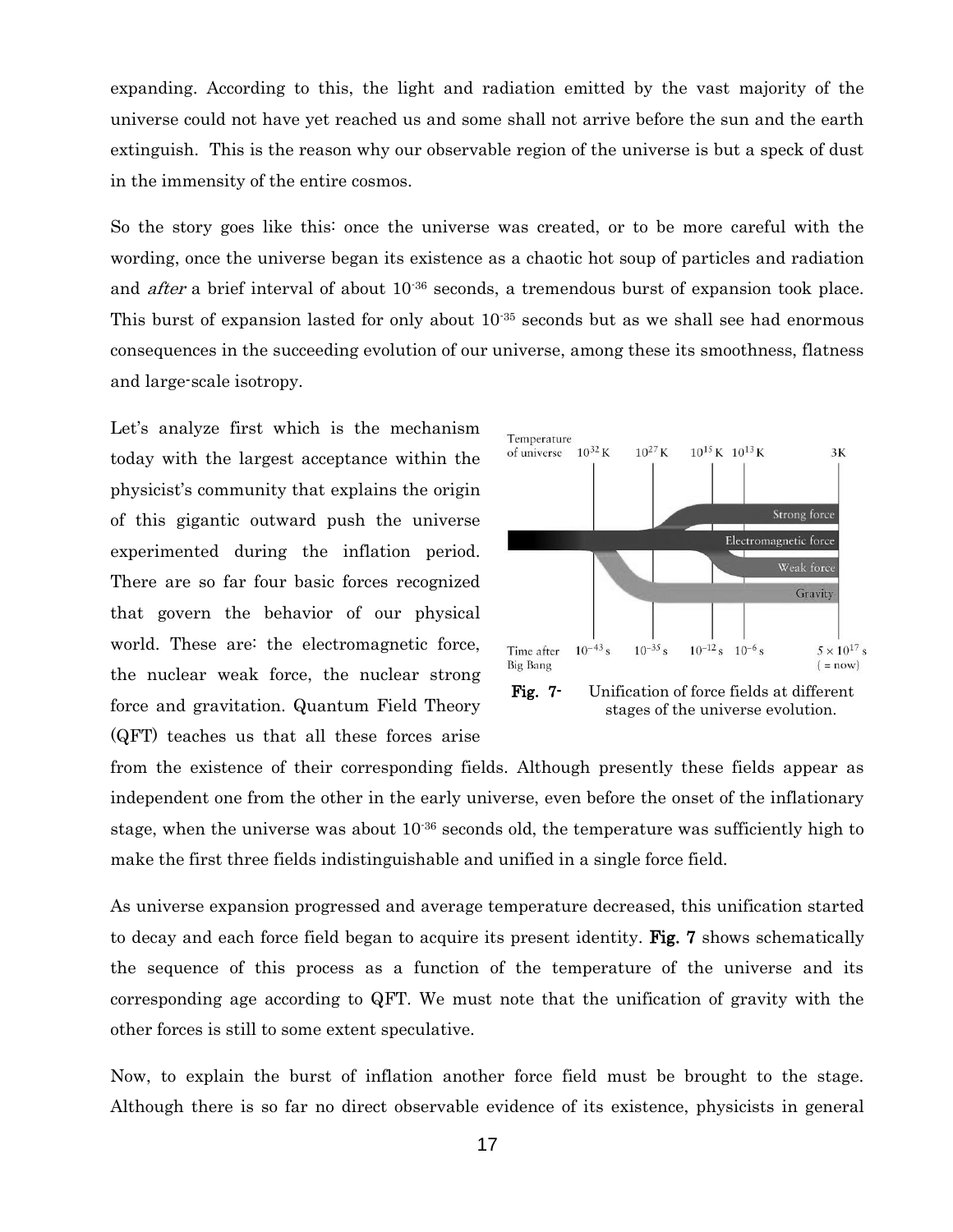expanding. According to this, the light and radiation emitted by the vast majority of the universe could not have yet reached us and some shall not arrive before the sun and the earth extinguish. This is the reason why our observable region of the universe is but a speck of dust in the immensity of the entire cosmos.

So the story goes like this: once the universe was created, or to be more careful with the wording, once the universe began its existence as a chaotic hot soup of particles and radiation and *after* a brief interval of about $10^{-36}$ seconds, a tremendous burst of expansion took place. This burst of expansion lasted for only about $10^{-35}$ seconds but as we shall see had enormous consequences in the succeeding evolution of our universe, among these its smoothness, flatness and large-scale isotropy.

Let's analyze first which is the mechanism today with the largest acceptance within the physicist's community that explains the origin of this gigantic outward push the universe experimented during the inflation period. There are so far four basic forces recognized that govern the behavior of our physical world. These are: the electromagnetic force, the nuclear weak force, the nuclear strong force and gravitation. Quantum Field Theory (QFT) teaches us that all these forces arise from the existence of their corresponding fields. Although presently these fields appear as independent one from the other in the early universe, even before the onset of the inflationary stage, when the universe was about $10^{-36}$ seconds old, the temperature was sufficiently high to make the first three fields indistinguishable and unified in a single force field.

**Fig. 7-** Unification of force fields at different stages of the universe evolution.

As universe expansion progressed and average temperature decreased, this unification started to decay and each force field began to acquire its present identity. **Fig. 7** shows schematically the sequence of this process as a function of the temperature of the universe and its corresponding age according to QFT. We must note that the unification of gravity with the other forces is still to some extent speculative.

Now, to explain the burst of inflation another force field must be brought to the stage. Although there is so far no direct observable evidence of its existence, physicists in general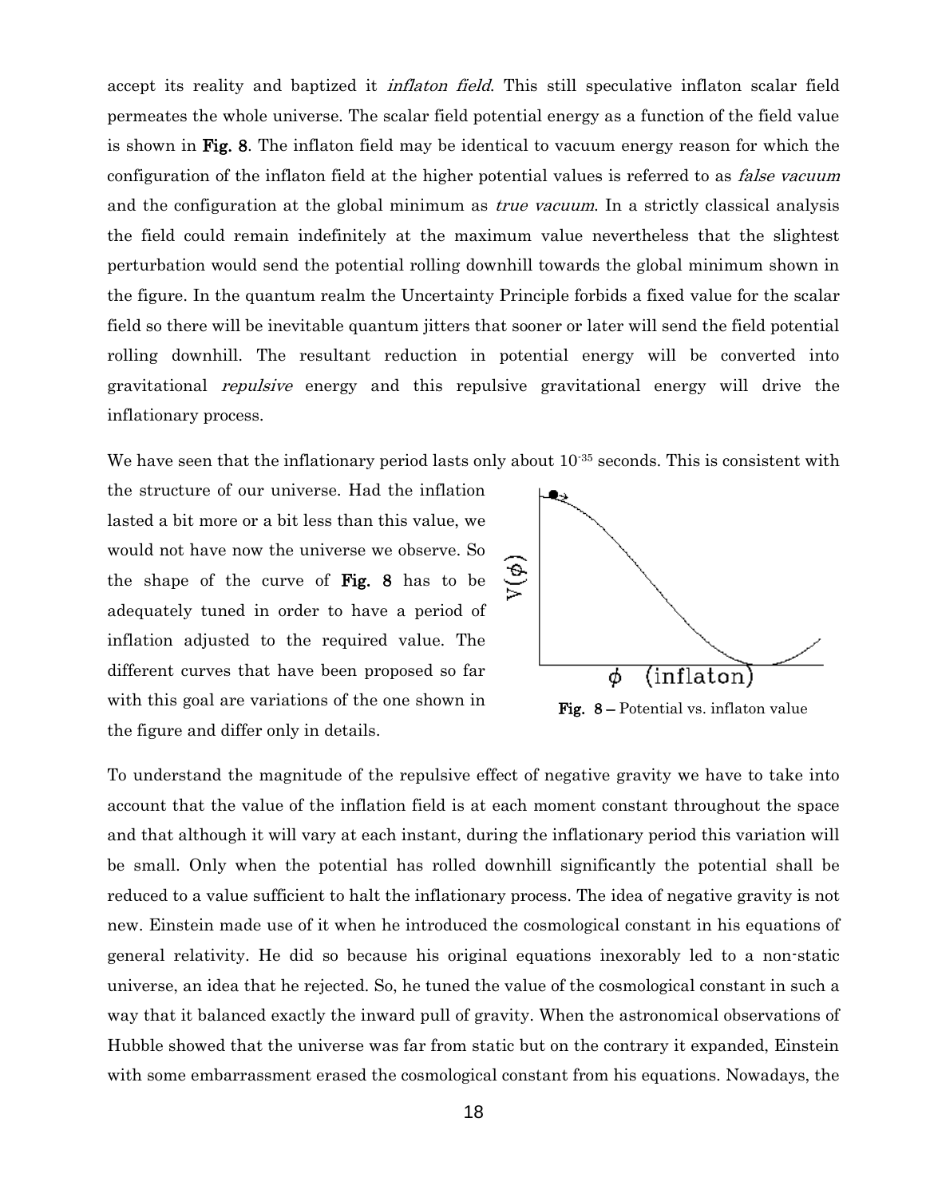accept its reality and baptized it *inflaton field*. This still speculative inflaton scalar field permeates the whole universe. The scalar field potential energy as a function of the field value is shown in **Fig. 8**. The inflaton field may be identical to vacuum energy reason for which the configuration of the inflaton field at the higher potential values is referred to as *false vacuum* and the configuration at the global minimum as *true vacuum*. In a strictly classical analysis the field could remain indefinitely at the maximum value nevertheless that the slightest perturbation would send the potential rolling downhill towards the global minimum shown in the figure. In the quantum realm the Uncertainty Principle forbids a fixed value for the scalar field so there will be inevitable quantum jitters that sooner or later will send the field potential rolling downhill. The resultant reduction in potential energy will be converted into gravitational *repulsive* energy and this repulsive gravitational energy will drive the inflationary process.

We have seen that the inflationary period lasts only about $10^{-35}$ seconds. This is consistent with the structure of our universe. Had the inflation lasted a bit more or a bit less than this value, we would not have now the universe we observe. So the shape of the curve of **Fig. 8** has to be adequately tuned in order to have a period of inflation adjusted to the required value. The different curves that have been proposed so far with this goal are variations of the one shown in the figure and differ only in details.

**Fig. 8** – Potential vs. inflaton value

To understand the magnitude of the repulsive effect of negative gravity we have to take into account that the value of the inflation field is at each moment constant throughout the space and that although it will vary at each instant, during the inflationary period this variation will be small. Only when the potential has rolled downhill significantly the potential shall be reduced to a value sufficient to halt the inflationary process. The idea of negative gravity is not new. Einstein made use of it when he introduced the cosmological constant in his equations of general relativity. He did so because his original equations inexorably led to a non-static universe, an idea that he rejected. So, he tuned the value of the cosmological constant in such a way that it balanced exactly the inward pull of gravity. When the astronomical observations of Hubble showed that the universe was far from static but on the contrary it expanded, Einstein with some embarrassment erased the cosmological constant from his equations. Nowadays, the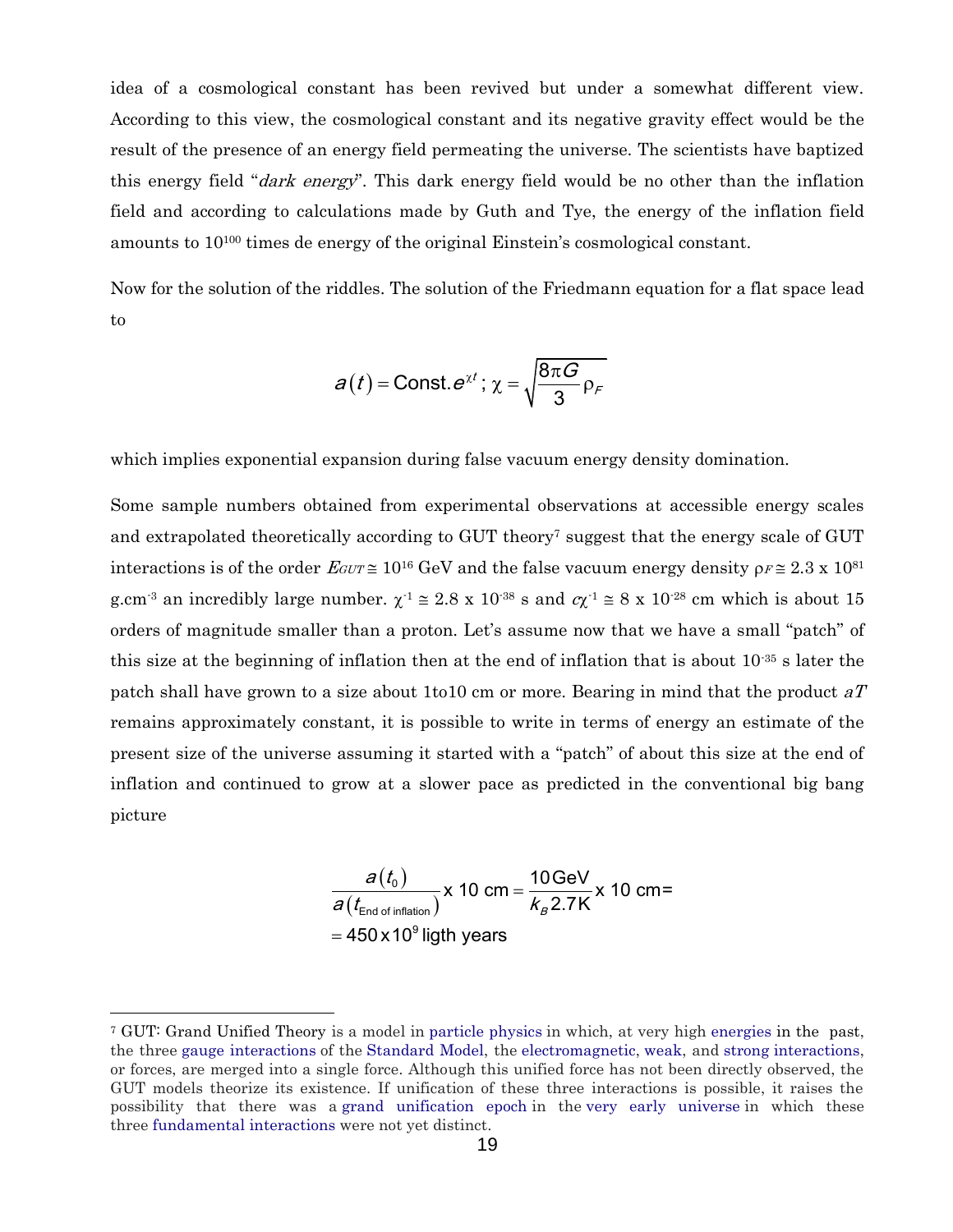idea of a cosmological constant has been revived but under a somewhat different view. According to this view, the cosmological constant and its negative gravity effect would be the result of the presence of an energy field permeating the universe. The scientists have baptized this energy field "*dark energy*". This dark energy field would be no other than the inflation field and according to calculations made by Guth and Tye, the energy of the inflation field amounts to $10^{100}$ times de energy of the original Einstein's cosmological constant.

Now for the solution of the riddles. The solution of the Friedmann equation for a flat space lead to

$$a(t) = \text{Const.}e^{\chi t}\,;\ \chi = \sqrt{\frac{8\pi G}{3}\rho_F}$$

which implies exponential expansion during false vacuum energy density domination.

Some sample numbers obtained from experimental observations at accessible energy scales and extrapolated theoretically according to GUT theory[7] suggest that the energy scale of GUT interactions is of the order $E_{GUT} \cong 10^{16}$ GeV and the false vacuum energy density $\rho_F \cong 2.3 \times 10^{81}$ g.cm$^{-3}$ an incredibly large number. $\chi^{-1} \cong 2.8 \times 10^{-38}$ s and $c\chi^{-1} \cong 8 \times 10^{-28}$ cm which is about 15 orders of magnitude smaller than a proton. Let's assume now that we have a small "patch" of this size at the beginning of inflation then at the end of inflation that is about $10^{-35}$ s later the patch shall have grown to a size about 1to10 cm or more. Bearing in mind that the product $aT$ remains approximately constant, it is possible to write in terms of energy an estimate of the present size of the universe assuming it started with a "patch" of about this size at the end of inflation and continued to grow at a slower pace as predicted in the conventional big bang picture

$$\frac{a(t_0)}{a(t_{\text{End of inflation}})} \text{x } 10 \text{ cm} = \frac{10\,\text{GeV}}{k_B 2.7\text{K}} \text{x } 10 \text{ cm} =$$
$$= 450 \text{x} 10^9 \text{ ligth years}$$

---

[7] GUT: Grand Unified Theory is a model in particle physics in which, at very high energies in the past, the three gauge interactions of the Standard Model, the electromagnetic, weak, and strong interactions, or forces, are merged into a single force. Although this unified force has not been directly observed, the GUT models theorize its existence. If unification of these three interactions is possible, it raises the possibility that there was a grand unification epoch in the very early universe in which these three fundamental interactions were not yet distinct.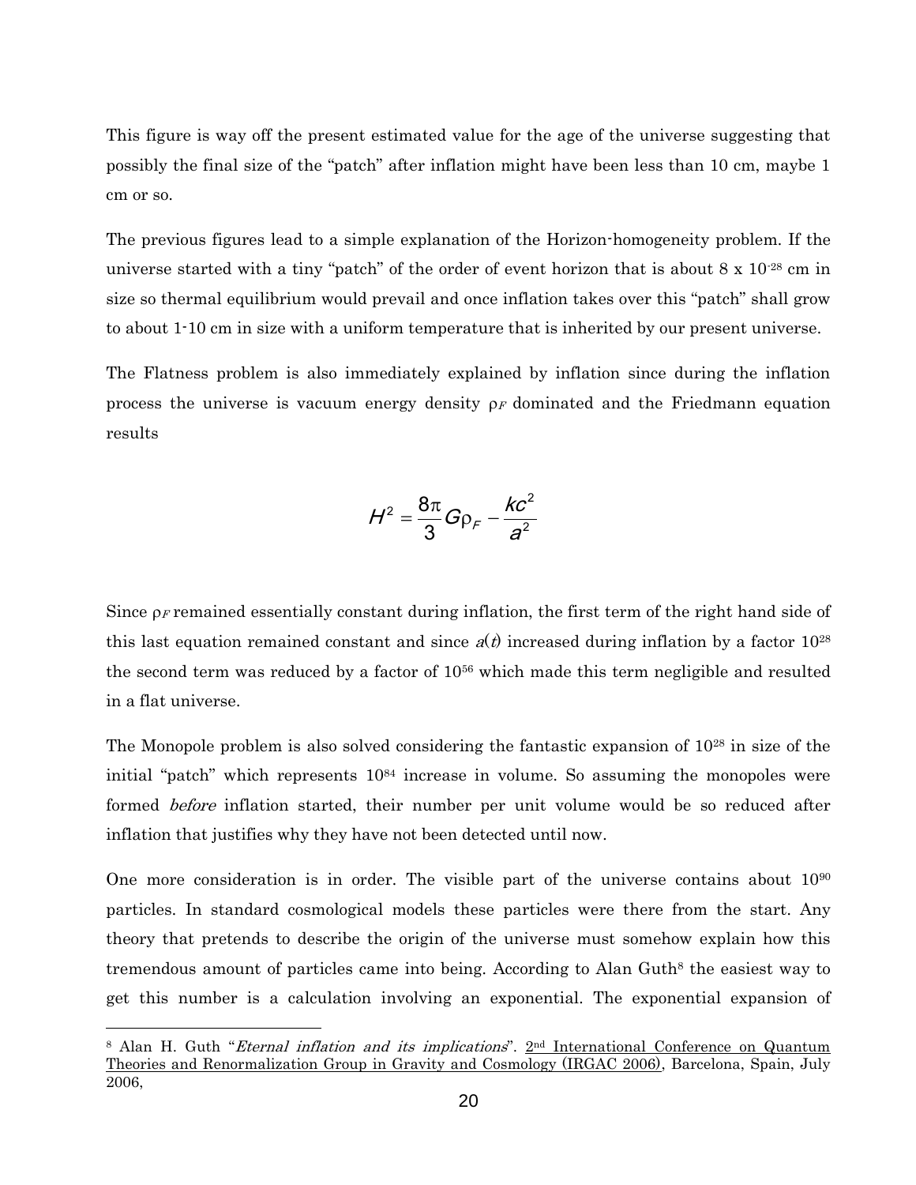This figure is way off the present estimated value for the age of the universe suggesting that possibly the final size of the "patch" after inflation might have been less than 10 cm, maybe 1 cm or so.

The previous figures lead to a simple explanation of the Horizon-homogeneity problem. If the universe started with a tiny "patch" of the order of event horizon that is about $8 \times 10^{-28}$ cm in size so thermal equilibrium would prevail and once inflation takes over this "patch" shall grow to about 1-10 cm in size with a uniform temperature that is inherited by our present universe.

The Flatness problem is also immediately explained by inflation since during the inflation process the universe is vacuum energy density $\rho_F$ dominated and the Friedmann equation results

$$H^2 = \frac{8\pi}{3} G \rho_F - \frac{kc^2}{a^2}$$

Since $\rho_F$ remained essentially constant during inflation, the first term of the right hand side of this last equation remained constant and since $a(t)$ increased during inflation by a factor $10^{28}$ the second term was reduced by a factor of $10^{56}$ which made this term negligible and resulted in a flat universe.

The Monopole problem is also solved considering the fantastic expansion of $10^{28}$ in size of the initial "patch" which represents $10^{84}$ increase in volume. So assuming the monopoles were formed *before* inflation started, their number per unit volume would be so reduced after inflation that justifies why they have not been detected until now.

One more consideration is in order. The visible part of the universe contains about $10^{90}$ particles. In standard cosmological models these particles were there from the start. Any theory that pretends to describe the origin of the universe must somehow explain how this tremendous amount of particles came into being. According to Alan Guth[8] the easiest way to get this number is a calculation involving an exponential. The exponential expansion of

[8] Alan H. Guth "*Eternal inflation and its implications*". 2nd International Conference on Quantum Theories and Renormalization Group in Gravity and Cosmology (IRGAC 2006), Barcelona, Spain, July 2006,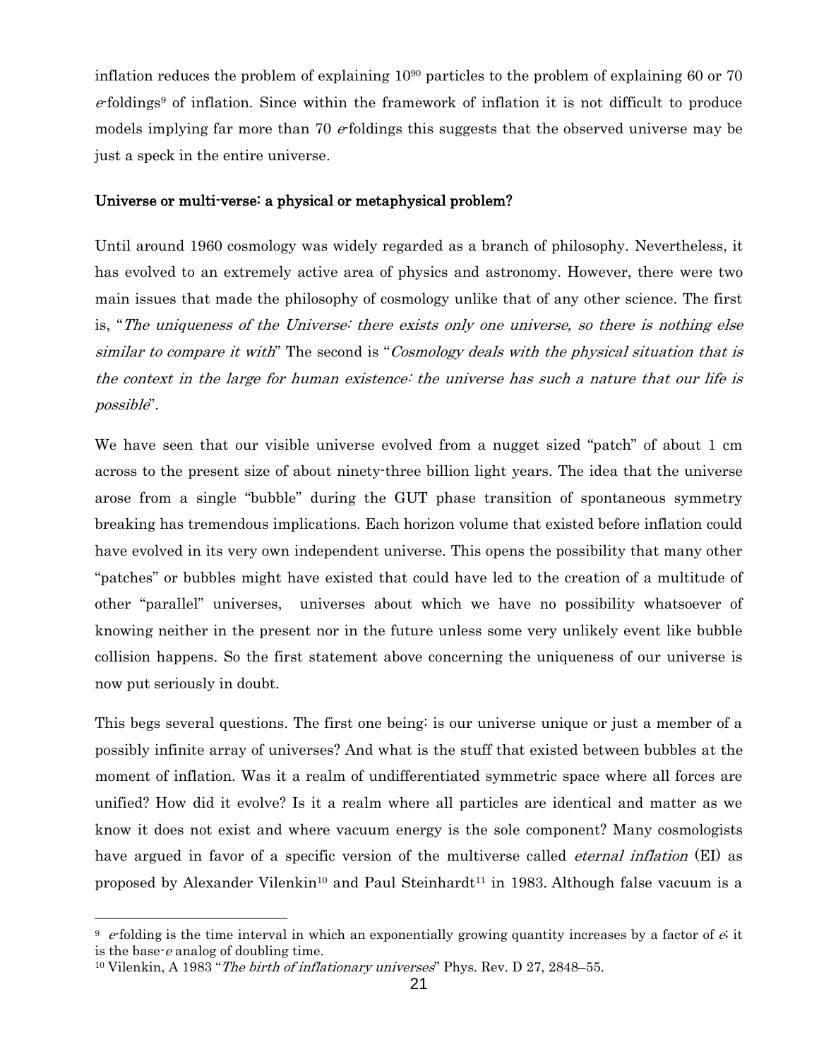inflation reduces the problem of explaining $10^{90}$ particles to the problem of explaining 60 or 70 *e*-foldings[9] of inflation. Since within the framework of inflation it is not difficult to produce models implying far more than 70 *e*-foldings this suggests that the observed universe may be just a speck in the entire universe.

## Universe or multi-verse: a physical or metaphysical problem?

Until around 1960 cosmology was widely regarded as a branch of philosophy. Nevertheless, it has evolved to an extremely active area of physics and astronomy. However, there were two main issues that made the philosophy of cosmology unlike that of any other science. The first is, "*The uniqueness of the Universe: there exists only one universe, so there is nothing else similar to compare it with*" The second is "*Cosmology deals with the physical situation that is the context in the large for human existence: the universe has such a nature that our life is possible*".

We have seen that our visible universe evolved from a nugget sized "patch" of about 1 cm across to the present size of about ninety-three billion light years. The idea that the universe arose from a single "bubble" during the GUT phase transition of spontaneous symmetry breaking has tremendous implications. Each horizon volume that existed before inflation could have evolved in its very own independent universe. This opens the possibility that many other "patches" or bubbles might have existed that could have led to the creation of a multitude of other "parallel" universes, universes about which we have no possibility whatsoever of knowing neither in the present nor in the future unless some very unlikely event like bubble collision happens. So the first statement above concerning the uniqueness of our universe is now put seriously in doubt.

This begs several questions. The first one being: is our universe unique or just a member of a possibly infinite array of universes? And what is the stuff that existed between bubbles at the moment of inflation. Was it a realm of undifferentiated symmetric space where all forces are unified? How did it evolve? Is it a realm where all particles are identical and matter as we know it does not exist and where vacuum energy is the sole component? Many cosmologists have argued in favor of a specific version of the multiverse called *eternal inflation* (EI) as proposed by Alexander Vilenkin[10] and Paul Steinhardt[11] in 1983. Although false vacuum is a

---

[9] *e*-folding is the time interval in which an exponentially growing quantity increases by a factor of *e*; it is the base-*e* analog of doubling time.

[10] Vilenkin, A 1983 "*The birth of inflationary universes*" Phys. Rev. D 27, 2848–55.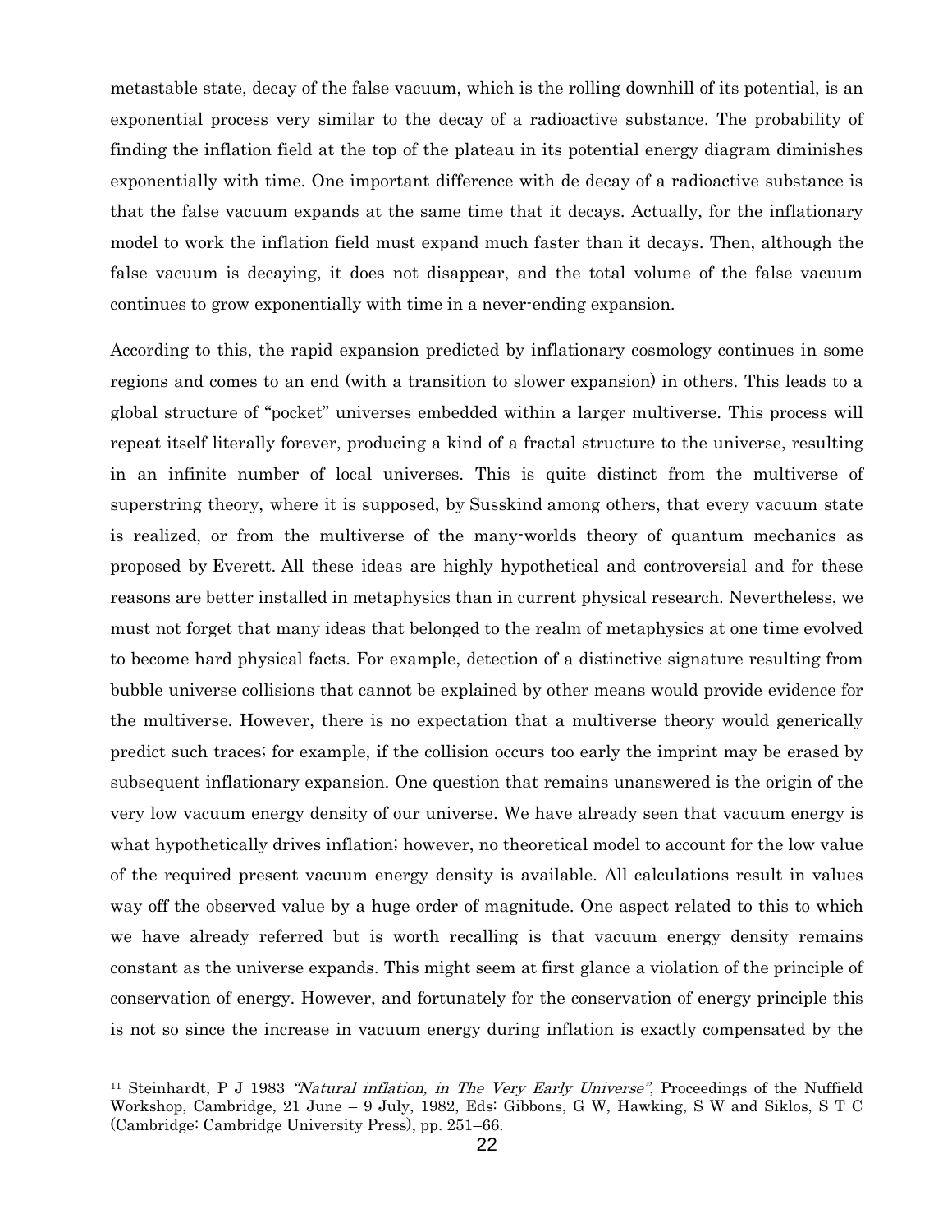metastable state, decay of the false vacuum, which is the rolling downhill of its potential, is an exponential process very similar to the decay of a radioactive substance. The probability of finding the inflation field at the top of the plateau in its potential energy diagram diminishes exponentially with time. One important difference with de decay of a radioactive substance is that the false vacuum expands at the same time that it decays. Actually, for the inflationary model to work the inflation field must expand much faster than it decays. Then, although the false vacuum is decaying, it does not disappear, and the total volume of the false vacuum continues to grow exponentially with time in a never-ending expansion.

According to this, the rapid expansion predicted by inflationary cosmology continues in some regions and comes to an end (with a transition to slower expansion) in others. This leads to a global structure of "pocket" universes embedded within a larger multiverse. This process will repeat itself literally forever, producing a kind of a fractal structure to the universe, resulting in an infinite number of local universes. This is quite distinct from the multiverse of superstring theory, where it is supposed, by Susskind among others, that every vacuum state is realized, or from the multiverse of the many-worlds theory of quantum mechanics as proposed by Everett. All these ideas are highly hypothetical and controversial and for these reasons are better installed in metaphysics than in current physical research. Nevertheless, we must not forget that many ideas that belonged to the realm of metaphysics at one time evolved to become hard physical facts. For example, detection of a distinctive signature resulting from bubble universe collisions that cannot be explained by other means would provide evidence for the multiverse. However, there is no expectation that a multiverse theory would generically predict such traces; for example, if the collision occurs too early the imprint may be erased by subsequent inflationary expansion. One question that remains unanswered is the origin of the very low vacuum energy density of our universe. We have already seen that vacuum energy is what hypothetically drives inflation; however, no theoretical model to account for the low value of the required present vacuum energy density is available. All calculations result in values way off the observed value by a huge order of magnitude. One aspect related to this to which we have already referred but is worth recalling is that vacuum energy density remains constant as the universe expands. This might seem at first glance a violation of the principle of conservation of energy. However, and fortunately for the conservation of energy principle this is not so since the increase in vacuum energy during inflation is exactly compensated by the

---

[11] Steinhardt, P J 1983 *"Natural inflation, in The Very Early Universe"*, Proceedings of the Nuffield Workshop, Cambridge, 21 June – 9 July, 1982, Eds: Gibbons, G W, Hawking, S W and Siklos, S T C (Cambridge: Cambridge University Press), pp. 251–66.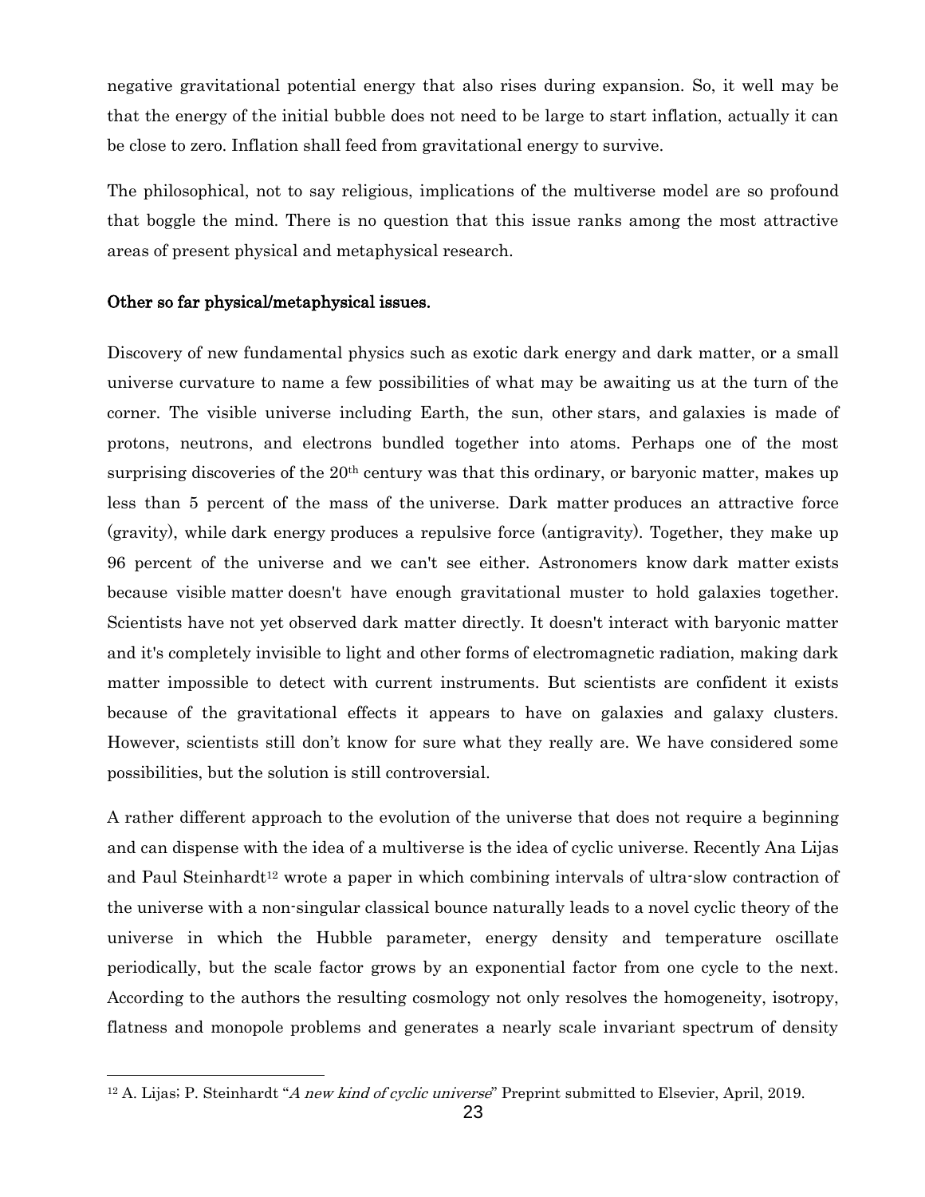negative gravitational potential energy that also rises during expansion. So, it well may be that the energy of the initial bubble does not need to be large to start inflation, actually it can be close to zero. Inflation shall feed from gravitational energy to survive.

The philosophical, not to say religious, implications of the multiverse model are so profound that boggle the mind. There is no question that this issue ranks among the most attractive areas of present physical and metaphysical research.

### Other so far physical/metaphysical issues.

Discovery of new fundamental physics such as exotic dark energy and dark matter, or a small universe curvature to name a few possibilities of what may be awaiting us at the turn of the corner. The visible universe including Earth, the sun, other stars, and galaxies is made of protons, neutrons, and electrons bundled together into atoms. Perhaps one of the most surprising discoveries of the 20th century was that this ordinary, or baryonic matter, makes up less than 5 percent of the mass of the universe. Dark matter produces an attractive force (gravity), while dark energy produces a repulsive force (antigravity). Together, they make up 96 percent of the universe and we can't see either. Astronomers know dark matter exists because visible matter doesn't have enough gravitational muster to hold galaxies together. Scientists have not yet observed dark matter directly. It doesn't interact with baryonic matter and it's completely invisible to light and other forms of electromagnetic radiation, making dark matter impossible to detect with current instruments. But scientists are confident it exists because of the gravitational effects it appears to have on galaxies and galaxy clusters. However, scientists still don't know for sure what they really are. We have considered some possibilities, but the solution is still controversial.

A rather different approach to the evolution of the universe that does not require a beginning and can dispense with the idea of a multiverse is the idea of cyclic universe. Recently Ana Lijas and Paul Steinhardt[12] wrote a paper in which combining intervals of ultra-slow contraction of the universe with a non-singular classical bounce naturally leads to a novel cyclic theory of the universe in which the Hubble parameter, energy density and temperature oscillate periodically, but the scale factor grows by an exponential factor from one cycle to the next. According to the authors the resulting cosmology not only resolves the homogeneity, isotropy, flatness and monopole problems and generates a nearly scale invariant spectrum of density

---

[12] A. Lijas; P. Steinhardt "*A new kind of cyclic universe*" Preprint submitted to Elsevier, April, 2019.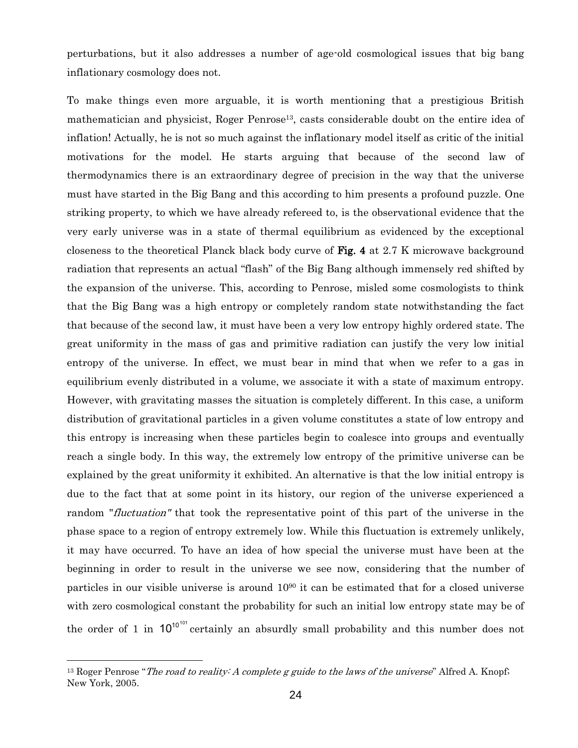perturbations, but it also addresses a number of age-old cosmological issues that big bang inflationary cosmology does not.

To make things even more arguable, it is worth mentioning that a prestigious British mathematician and physicist, Roger Penrose[13], casts considerable doubt on the entire idea of inflation! Actually, he is not so much against the inflationary model itself as critic of the initial motivations for the model. He starts arguing that because of the second law of thermodynamics there is an extraordinary degree of precision in the way that the universe must have started in the Big Bang and this according to him presents a profound puzzle. One striking property, to which we have already refereed to, is the observational evidence that the very early universe was in a state of thermal equilibrium as evidenced by the exceptional closeness to the theoretical Planck black body curve of **Fig. 4** at 2.7 K microwave background radiation that represents an actual "flash" of the Big Bang although immensely red shifted by the expansion of the universe. This, according to Penrose, misled some cosmologists to think that the Big Bang was a high entropy or completely random state notwithstanding the fact that because of the second law, it must have been a very low entropy highly ordered state. The great uniformity in the mass of gas and primitive radiation can justify the very low initial entropy of the universe. In effect, we must bear in mind that when we refer to a gas in equilibrium evenly distributed in a volume, we associate it with a state of maximum entropy. However, with gravitating masses the situation is completely different. In this case, a uniform distribution of gravitational particles in a given volume constitutes a state of low entropy and this entropy is increasing when these particles begin to coalesce into groups and eventually reach a single body. In this way, the extremely low entropy of the primitive universe can be explained by the great uniformity it exhibited. An alternative is that the low initial entropy is due to the fact that at some point in its history, our region of the universe experienced a random "*fluctuation"* that took the representative point of this part of the universe in the phase space to a region of entropy extremely low. While this fluctuation is extremely unlikely, it may have occurred. To have an idea of how special the universe must have been at the beginning in order to result in the universe we see now, considering that the number of particles in our visible universe is around $10^{90}$ it can be estimated that for a closed universe with zero cosmological constant the probability for such an initial low entropy state may be of the order of 1 in $10^{10^{101}}$ certainly an absurdly small probability and this number does not

[13] Roger Penrose "*The road to reality: A complete g guide to the laws of the universe*" Alfred A. Knopf; New York, 2005.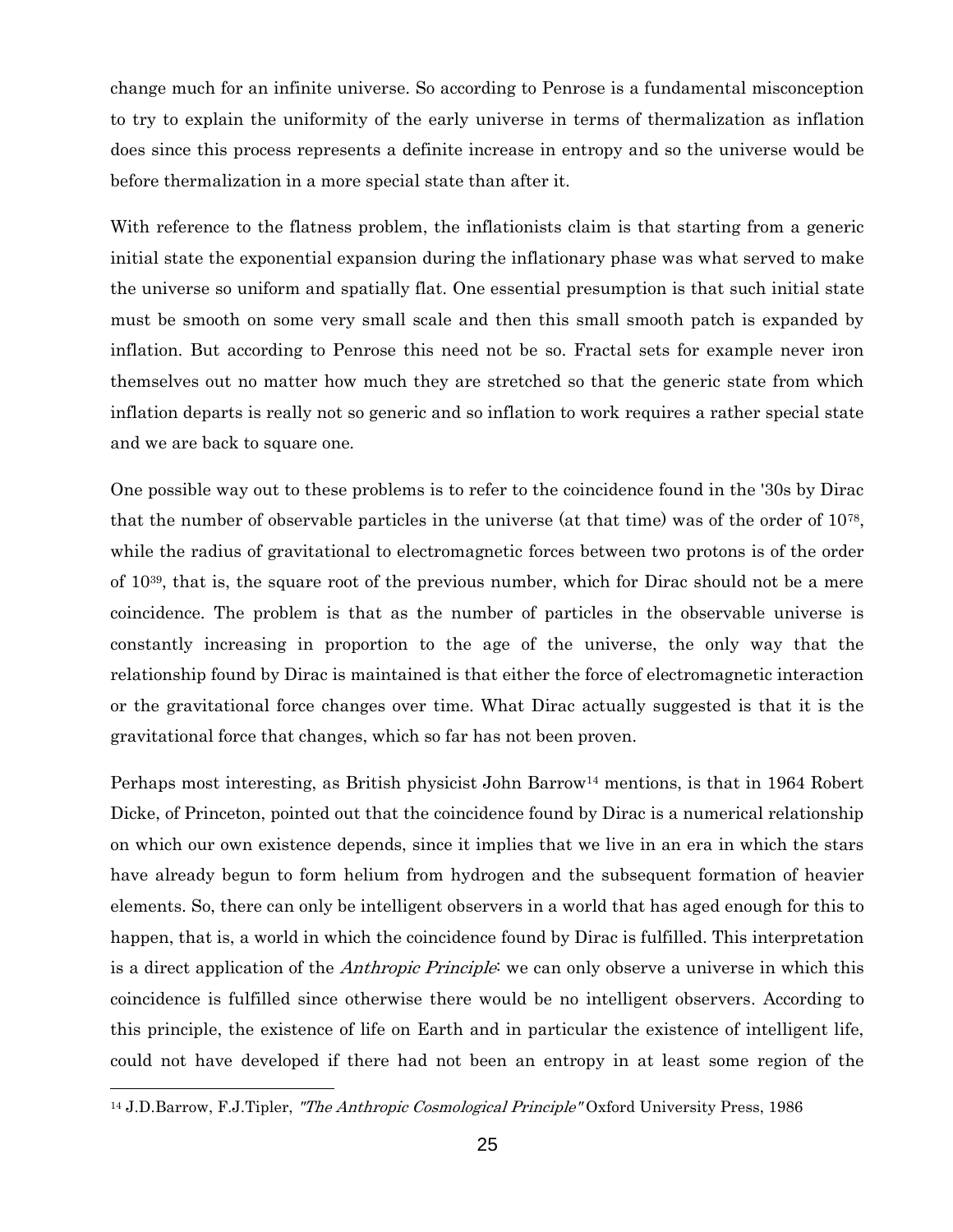change much for an infinite universe. So according to Penrose is a fundamental misconception to try to explain the uniformity of the early universe in terms of thermalization as inflation does since this process represents a definite increase in entropy and so the universe would be before thermalization in a more special state than after it.

With reference to the flatness problem, the inflationists claim is that starting from a generic initial state the exponential expansion during the inflationary phase was what served to make the universe so uniform and spatially flat. One essential presumption is that such initial state must be smooth on some very small scale and then this small smooth patch is expanded by inflation. But according to Penrose this need not be so. Fractal sets for example never iron themselves out no matter how much they are stretched so that the generic state from which inflation departs is really not so generic and so inflation to work requires a rather special state and we are back to square one.

One possible way out to these problems is to refer to the coincidence found in the '30s by Dirac that the number of observable particles in the universe (at that time) was of the order of $10^{78}$, while the radius of gravitational to electromagnetic forces between two protons is of the order of $10^{39}$, that is, the square root of the previous number, which for Dirac should not be a mere coincidence. The problem is that as the number of particles in the observable universe is constantly increasing in proportion to the age of the universe, the only way that the relationship found by Dirac is maintained is that either the force of electromagnetic interaction or the gravitational force changes over time. What Dirac actually suggested is that it is the gravitational force that changes, which so far has not been proven.

Perhaps most interesting, as British physicist John Barrow[14] mentions, is that in 1964 Robert Dicke, of Princeton, pointed out that the coincidence found by Dirac is a numerical relationship on which our own existence depends, since it implies that we live in an era in which the stars have already begun to form helium from hydrogen and the subsequent formation of heavier elements. So, there can only be intelligent observers in a world that has aged enough for this to happen, that is, a world in which the coincidence found by Dirac is fulfilled. This interpretation is a direct application of the *Anthropic Principle*: we can only observe a universe in which this coincidence is fulfilled since otherwise there would be no intelligent observers. According to this principle, the existence of life on Earth and in particular the existence of intelligent life, could not have developed if there had not been an entropy in at least some region of the

[14] J.D.Barrow, F.J.Tipler, *"The Anthropic Cosmological Principle"* Oxford University Press, 1986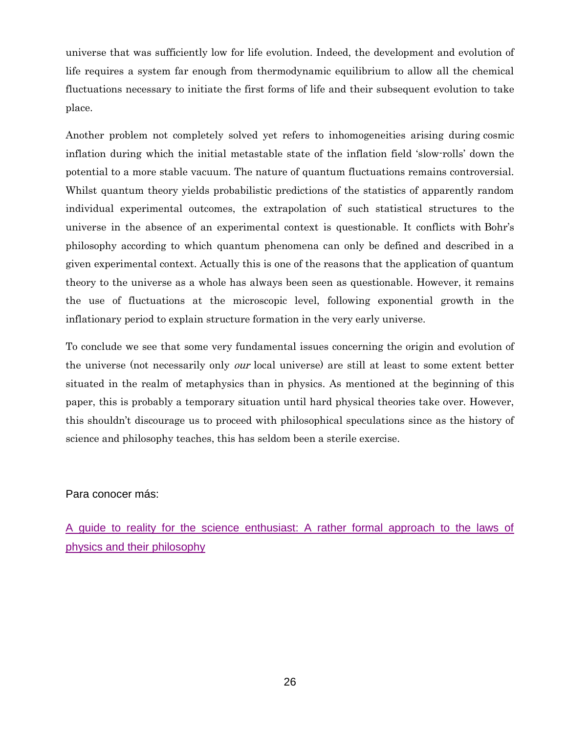universe that was sufficiently low for life evolution. Indeed, the development and evolution of life requires a system far enough from thermodynamic equilibrium to allow all the chemical fluctuations necessary to initiate the first forms of life and their subsequent evolution to take place.

Another problem not completely solved yet refers to inhomogeneities arising during cosmic inflation during which the initial metastable state of the inflation field 'slow-rolls' down the potential to a more stable vacuum. The nature of quantum fluctuations remains controversial. Whilst quantum theory yields probabilistic predictions of the statistics of apparently random individual experimental outcomes, the extrapolation of such statistical structures to the universe in the absence of an experimental context is questionable. It conflicts with Bohr's philosophy according to which quantum phenomena can only be defined and described in a given experimental context. Actually this is one of the reasons that the application of quantum theory to the universe as a whole has always been seen as questionable. However, it remains the use of fluctuations at the microscopic level, following exponential growth in the inflationary period to explain structure formation in the very early universe.

To conclude we see that some very fundamental issues concerning the origin and evolution of the universe (not necessarily only *our* local universe) are still at least to some extent better situated in the realm of metaphysics than in physics. As mentioned at the beginning of this paper, this is probably a temporary situation until hard physical theories take over. However, this shouldn't discourage us to proceed with philosophical speculations since as the history of science and philosophy teaches, this has seldom been a sterile exercise.

Para conocer más:

A guide to reality for the science enthusiast: A rather formal approach to the laws of physics and their philosophy